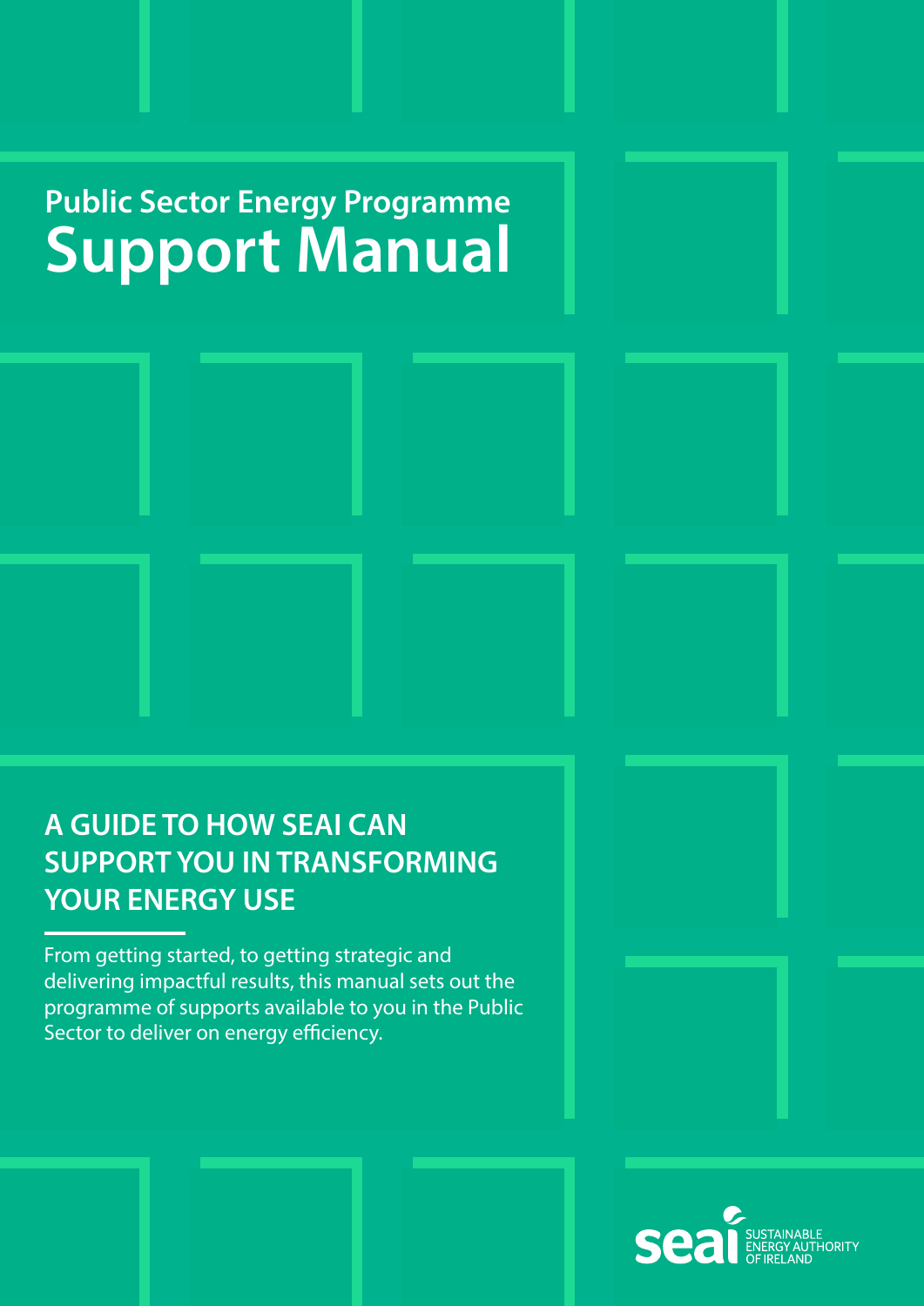# Public Sector Energy Programme
# Support Manual

## A GUIDE TO HOW SEAI CAN SUPPORT YOU IN TRANSFORMING YOUR ENERGY USE

From getting started, to getting strategic and delivering impactful results, this manual sets out the programme of supports available to you in the Public Sector to deliver on energy efficiency.

seai SUSTAINABLE ENERGY AUTHORITY OF IRELAND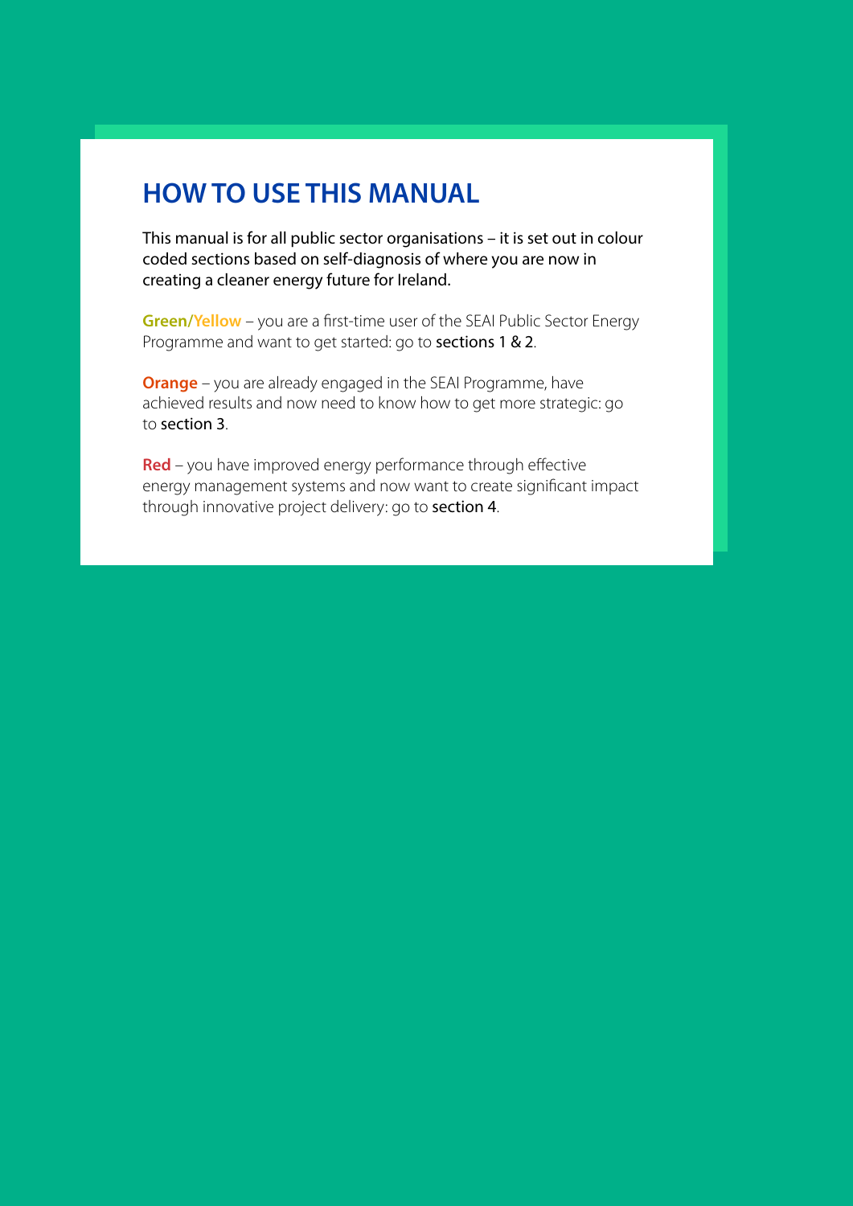# HOW TO USE THIS MANUAL

This manual is for all public sector organisations – it is set out in colour coded sections based on self-diagnosis of where you are now in creating a cleaner energy future for Ireland.

**Green/Yellow** – you are a first-time user of the SEAI Public Sector Energy Programme and want to get started: go to **sections 1 & 2**.

**Orange** – you are already engaged in the SEAI Programme, have achieved results and now need to know how to get more strategic: go to **section 3**.

**Red** – you have improved energy performance through effective energy management systems and now want to create significant impact through innovative project delivery: go to **section 4**.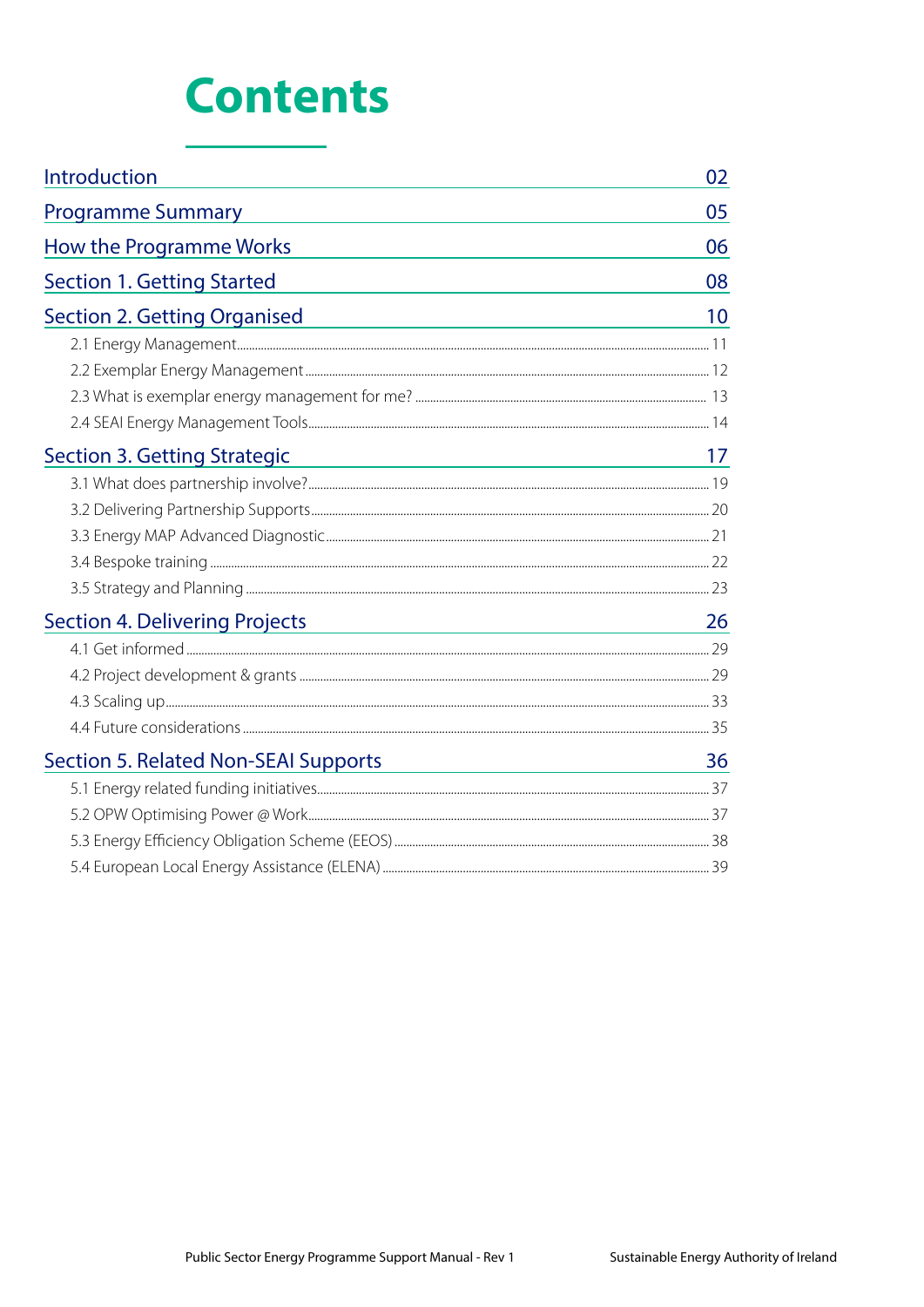# Contents

| | |
|---|---|
| Introduction | 02 |
| Programme Summary | 05 |
| How the Programme Works | 06 |
| Section 1. Getting Started | 08 |
| Section 2. Getting Organised | 10 |
| 2.1 Energy Management | 11 |
| 2.2 Exemplar Energy Management | 12 |
| 2.3 What is exemplar energy management for me? | 13 |
| 2.4 SEAI Energy Management Tools | 14 |
| Section 3. Getting Strategic | 17 |
| 3.1 What does partnership involve? | 19 |
| 3.2 Delivering Partnership Supports | 20 |
| 3.3 Energy MAP Advanced Diagnostic | 21 |
| 3.4 Bespoke training | 22 |
| 3.5 Strategy and Planning | 23 |
| Section 4. Delivering Projects | 26 |
| 4.1 Get informed | 29 |
| 4.2 Project development & grants | 29 |
| 4.3 Scaling up | 33 |
| 4.4 Future considerations | 35 |
| Section 5. Related Non-SEAI Supports | 36 |
| 5.1 Energy related funding initiatives | 37 |
| 5.2 OPW Optimising Power @ Work | 37 |
| 5.3 Energy Efficiency Obligation Scheme (EEOS) | 38 |
| 5.4 European Local Energy Assistance (ELENA) | 39 |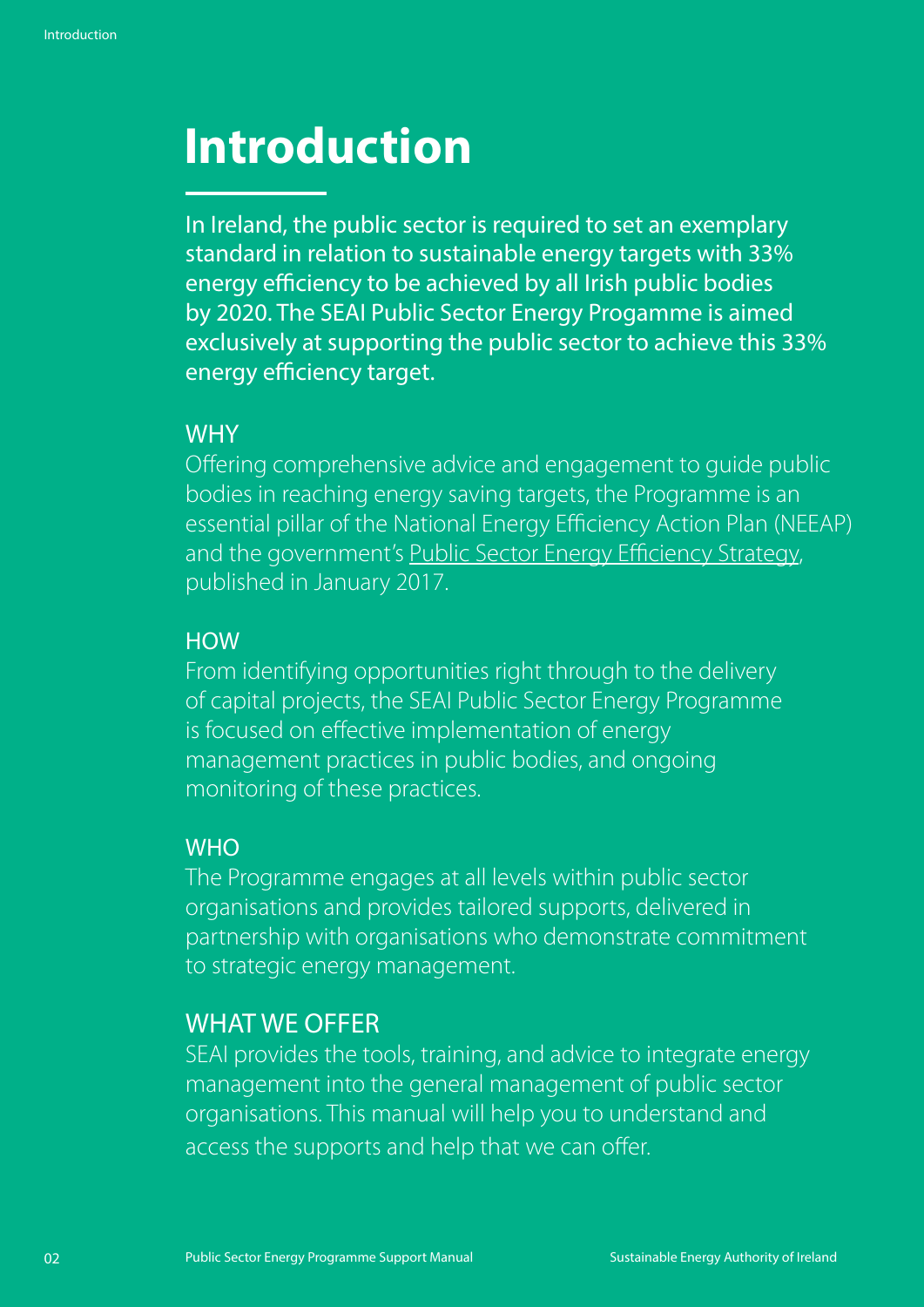# Introduction

In Ireland, the public sector is required to set an exemplary standard in relation to sustainable energy targets with 33% energy efficiency to be achieved by all Irish public bodies by 2020. The SEAI Public Sector Energy Progamme is aimed exclusively at supporting the public sector to achieve this 33% energy efficiency target.

## WHY

Offering comprehensive advice and engagement to guide public bodies in reaching energy saving targets, the Programme is an essential pillar of the National Energy Efficiency Action Plan (NEEAP) and the government's Public Sector Energy Efficiency Strategy, published in January 2017.

## HOW

From identifying opportunities right through to the delivery of capital projects, the SEAI Public Sector Energy Programme is focused on effective implementation of energy management practices in public bodies, and ongoing monitoring of these practices.

## WHO

The Programme engages at all levels within public sector organisations and provides tailored supports, delivered in partnership with organisations who demonstrate commitment to strategic energy management.

## WHAT WE OFFER

SEAI provides the tools, training, and advice to integrate energy management into the general management of public sector organisations. This manual will help you to understand and access the supports and help that we can offer.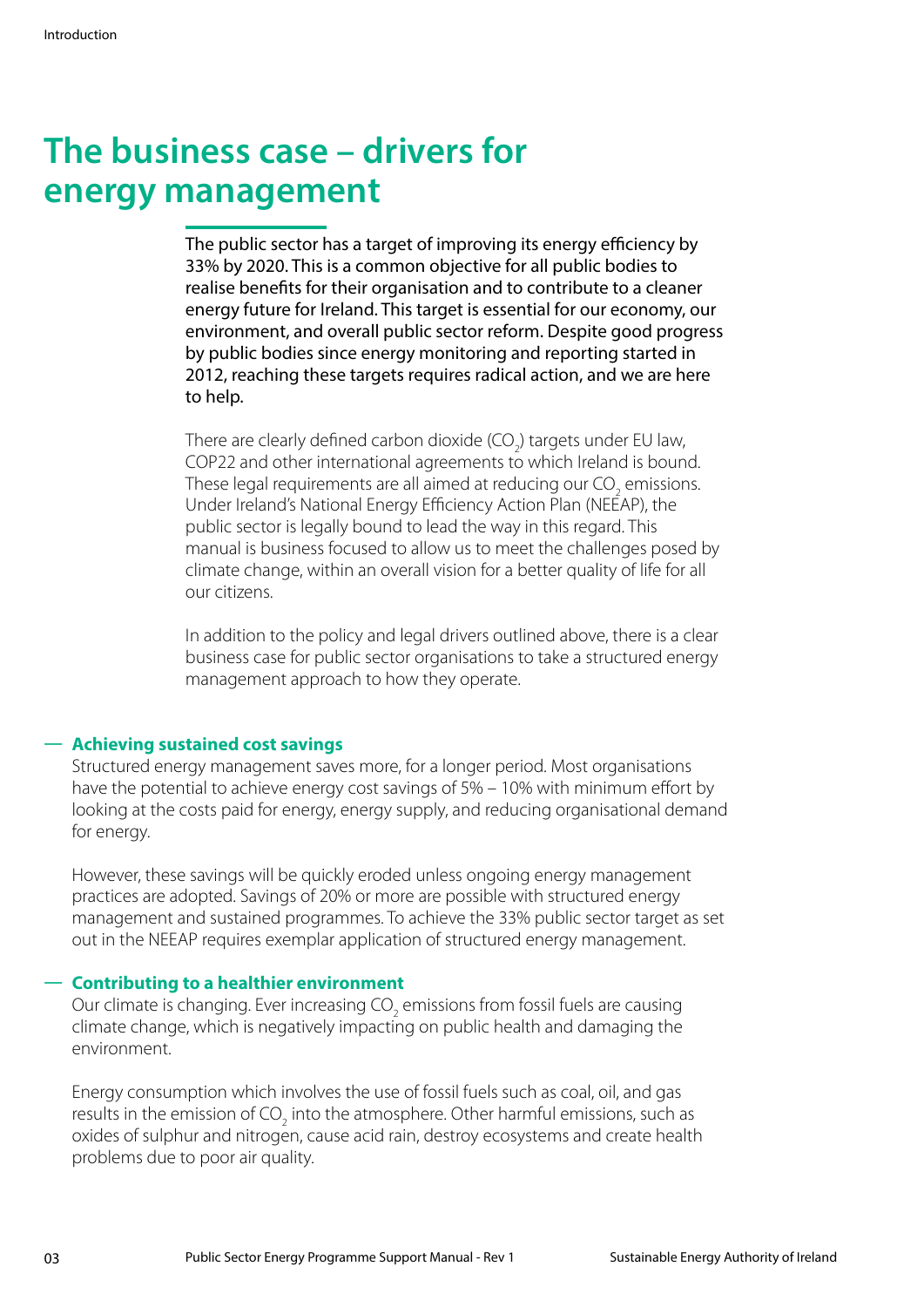# The business case – drivers for energy management

The public sector has a target of improving its energy efficiency by 33% by 2020. This is a common objective for all public bodies to realise benefits for their organisation and to contribute to a cleaner energy future for Ireland. This target is essential for our economy, our environment, and overall public sector reform. Despite good progress by public bodies since energy monitoring and reporting started in 2012, reaching these targets requires radical action, and we are here to help.

There are clearly defined carbon dioxide ($CO_2$) targets under EU law, COP22 and other international agreements to which Ireland is bound. These legal requirements are all aimed at reducing our $CO_2$ emissions. Under Ireland's National Energy Efficiency Action Plan (NEEAP), the public sector is legally bound to lead the way in this regard. This manual is business focused to allow us to meet the challenges posed by climate change, within an overall vision for a better quality of life for all our citizens.

In addition to the policy and legal drivers outlined above, there is a clear business case for public sector organisations to take a structured energy management approach to how they operate.

### Achieving sustained cost savings

Structured energy management saves more, for a longer period. Most organisations have the potential to achieve energy cost savings of 5% – 10% with minimum effort by looking at the costs paid for energy, energy supply, and reducing organisational demand for energy.

However, these savings will be quickly eroded unless ongoing energy management practices are adopted. Savings of 20% or more are possible with structured energy management and sustained programmes. To achieve the 33% public sector target as set out in the NEEAP requires exemplar application of structured energy management.

### Contributing to a healthier environment

Our climate is changing. Ever increasing $CO_2$ emissions from fossil fuels are causing climate change, which is negatively impacting on public health and damaging the environment.

Energy consumption which involves the use of fossil fuels such as coal, oil, and gas results in the emission of $CO_2$ into the atmosphere. Other harmful emissions, such as oxides of sulphur and nitrogen, cause acid rain, destroy ecosystems and create health problems due to poor air quality.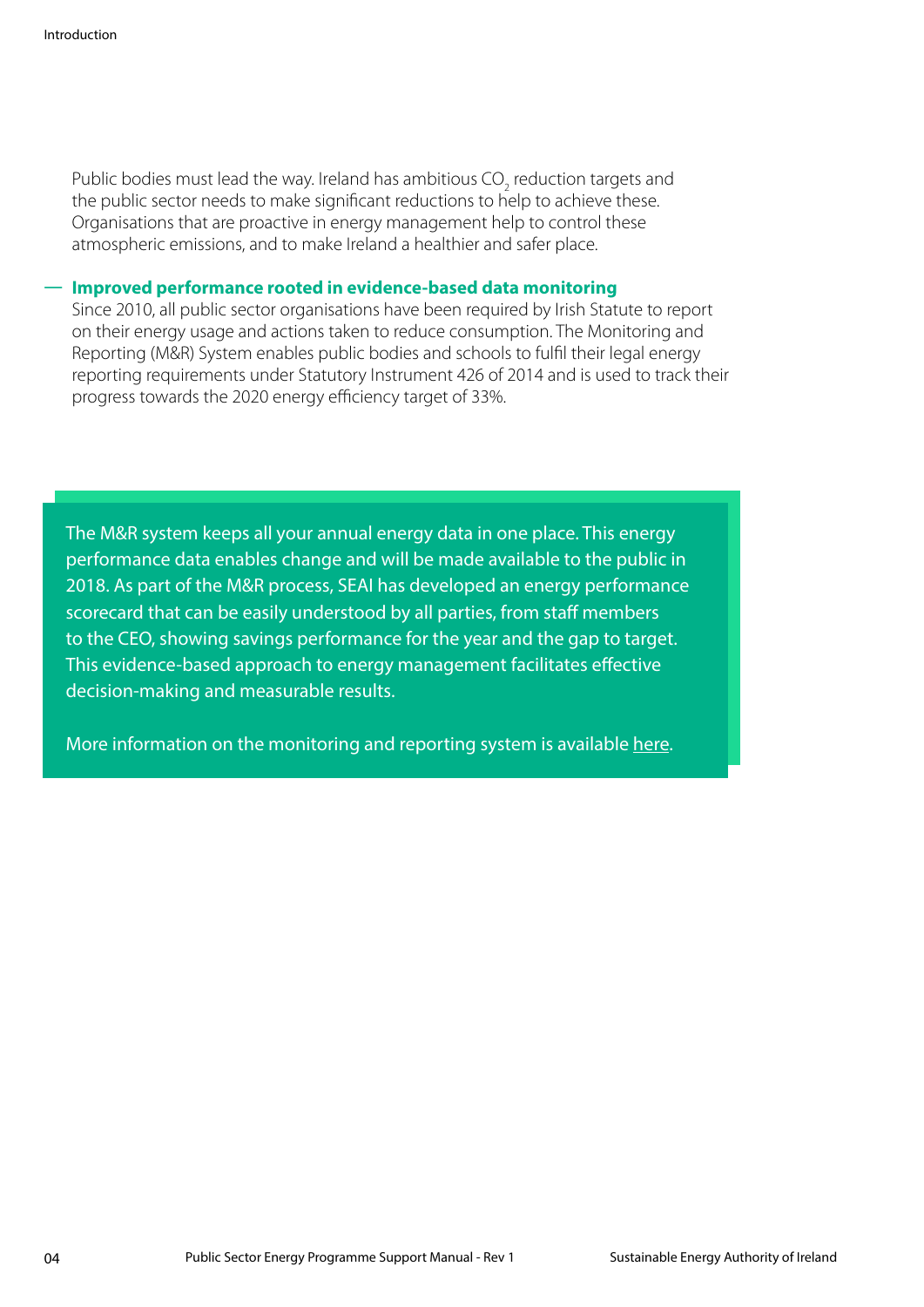Public bodies must lead the way. Ireland has ambitious $CO_2$ reduction targets and the public sector needs to make significant reductions to help to achieve these. Organisations that are proactive in energy management help to control these atmospheric emissions, and to make Ireland a healthier and safer place.

### Improved performance rooted in evidence-based data monitoring

Since 2010, all public sector organisations have been required by Irish Statute to report on their energy usage and actions taken to reduce consumption. The Monitoring and Reporting (M&R) System enables public bodies and schools to fulfil their legal energy reporting requirements under Statutory Instrument 426 of 2014 and is used to track their progress towards the 2020 energy efficiency target of 33%.

> The M&R system keeps all your annual energy data in one place. This energy performance data enables change and will be made available to the public in 2018. As part of the M&R process, SEAI has developed an energy performance scorecard that can be easily understood by all parties, from staff members to the CEO, showing savings performance for the year and the gap to target. This evidence-based approach to energy management facilitates effective decision-making and measurable results.
>
> More information on the monitoring and reporting system is available here.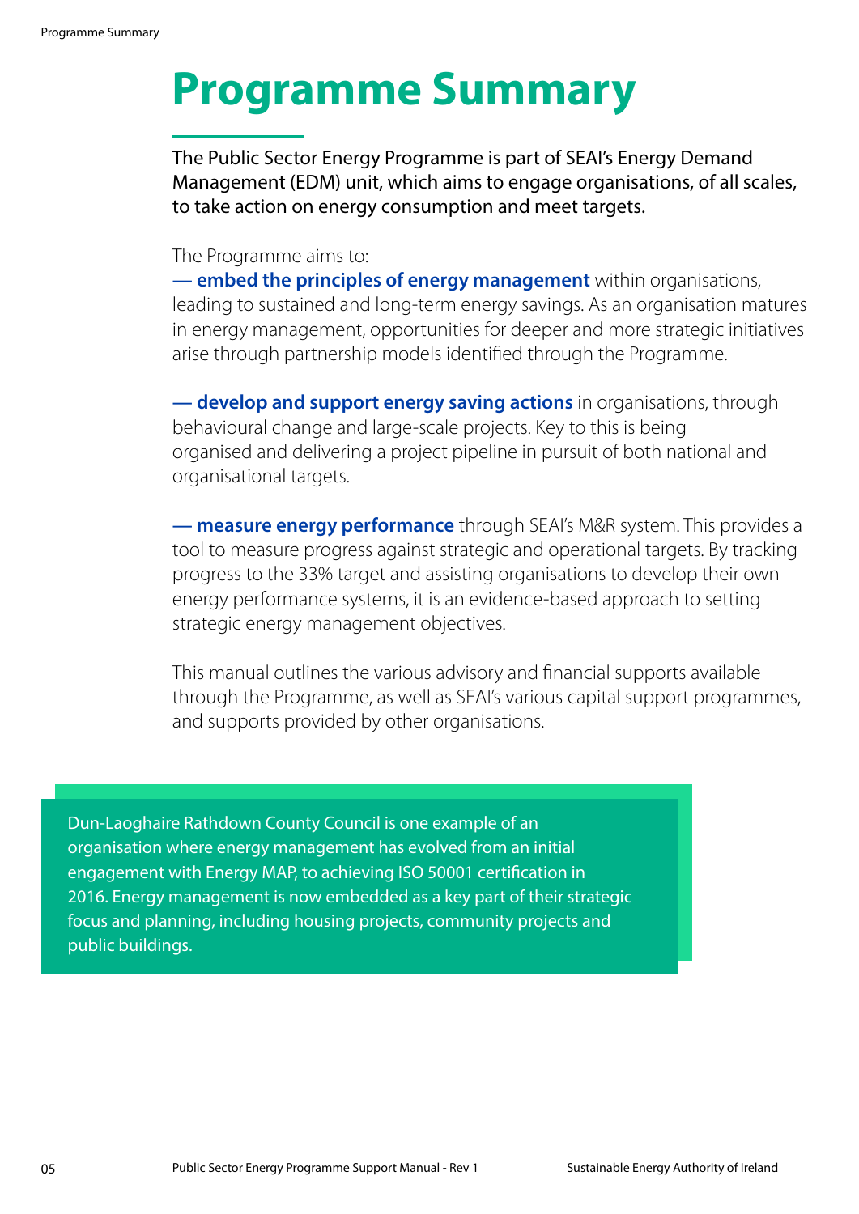# Programme Summary

The Public Sector Energy Programme is part of SEAI's Energy Demand Management (EDM) unit, which aims to engage organisations, of all scales, to take action on energy consumption and meet targets.

The Programme aims to:

— **embed the principles of energy management** within organisations, leading to sustained and long-term energy savings. As an organisation matures in energy management, opportunities for deeper and more strategic initiatives arise through partnership models identified through the Programme.

— **develop and support energy saving actions** in organisations, through behavioural change and large-scale projects. Key to this is being organised and delivering a project pipeline in pursuit of both national and organisational targets.

— **measure energy performance** through SEAI's M&R system. This provides a tool to measure progress against strategic and operational targets. By tracking progress to the 33% target and assisting organisations to develop their own energy performance systems, it is an evidence-based approach to setting strategic energy management objectives.

This manual outlines the various advisory and financial supports available through the Programme, as well as SEAI's various capital support programmes, and supports provided by other organisations.

> Dun-Laoghaire Rathdown County Council is one example of an organisation where energy management has evolved from an initial engagement with Energy MAP, to achieving ISO 50001 certification in 2016. Energy management is now embedded as a key part of their strategic focus and planning, including housing projects, community projects and public buildings.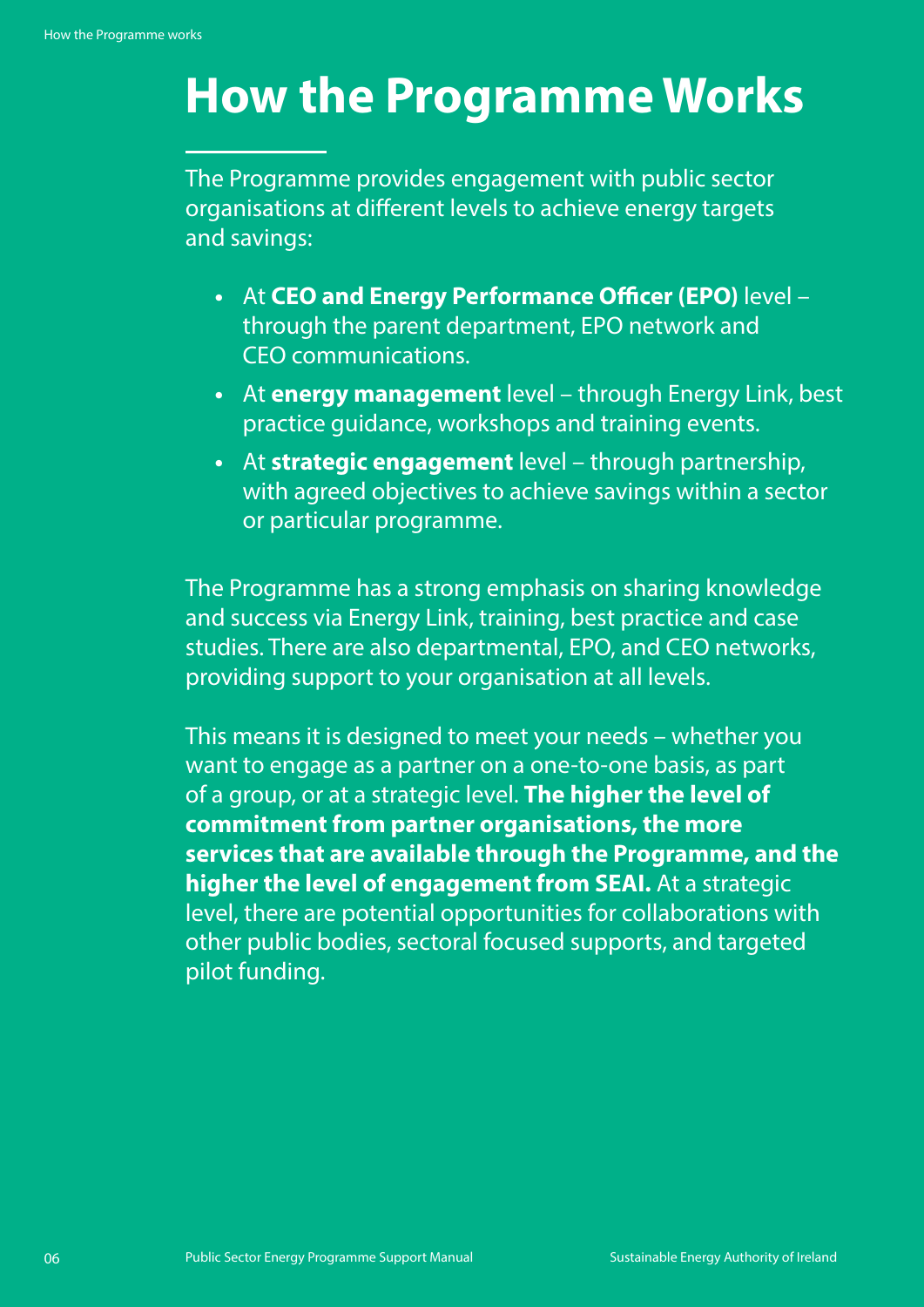# How the Programme Works

The Programme provides engagement with public sector organisations at different levels to achieve energy targets and savings:

- At **CEO and Energy Performance Officer (EPO)** level – through the parent department, EPO network and CEO communications.
- At **energy management** level – through Energy Link, best practice guidance, workshops and training events.
- At **strategic engagement** level – through partnership, with agreed objectives to achieve savings within a sector or particular programme.

The Programme has a strong emphasis on sharing knowledge and success via Energy Link, training, best practice and case studies. There are also departmental, EPO, and CEO networks, providing support to your organisation at all levels.

This means it is designed to meet your needs – whether you want to engage as a partner on a one-to-one basis, as part of a group, or at a strategic level. **The higher the level of commitment from partner organisations, the more services that are available through the Programme, and the higher the level of engagement from SEAI.** At a strategic level, there are potential opportunities for collaborations with other public bodies, sectoral focused supports, and targeted pilot funding.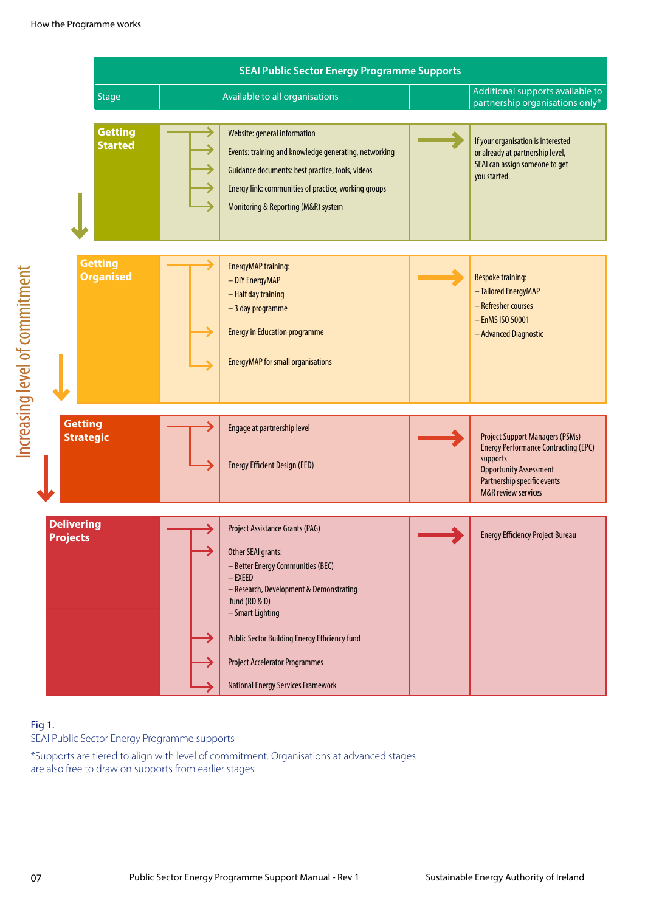| SEAI Public Sector Energy Programme Supports | | |
|---|---|---|
| **Stage** | **Available to all organisations** | **Additional supports available to partnership organisations only*** |
| **Getting Started** | Website: general information<br>Events: training and knowledge generating, networking<br>Guidance documents: best practice, tools, videos<br>Energy link: communities of practice, working groups<br>Monitoring & Reporting (M&R) system | If your organisation is interested or already at partnership level, SEAI can assign someone to get you started. |
| **Getting Organised** | EnergyMAP training:<br>– DIY EnergyMAP<br>– Half day training<br>– 3 day programme<br>Energy in Education programme<br>EnergyMAP for small organisations | Bespoke training:<br>– Tailored EnergyMAP<br>– Refresher courses<br>– EnMS ISO 50001<br>– Advanced Diagnostic |
| **Getting Strategic** | Engage at partnership level<br>Energy Efficient Design (EED) | Project Support Managers (PSMs)<br>Energy Performance Contracting (EPC) supports<br>Opportunity Assessment<br>Partnership specific events<br>M&R review services |
| **Delivering Projects** | Project Assistance Grants (PAG)<br>Other SEAI grants:<br>– Better Energy Communities (BEC)<br>– EXEED<br>– Research, Development & Demonstrating fund (RD & D)<br>– Smart Lighting<br>Public Sector Building Energy Efficiency fund<br>Project Accelerator Programmes<br>National Energy Services Framework | Energy Efficiency Project Bureau |

Increasing level of commitment

Fig 1.
SEAI Public Sector Energy Programme supports

*Supports are tiered to align with level of commitment. Organisations at advanced stages are also free to draw on supports from earlier stages.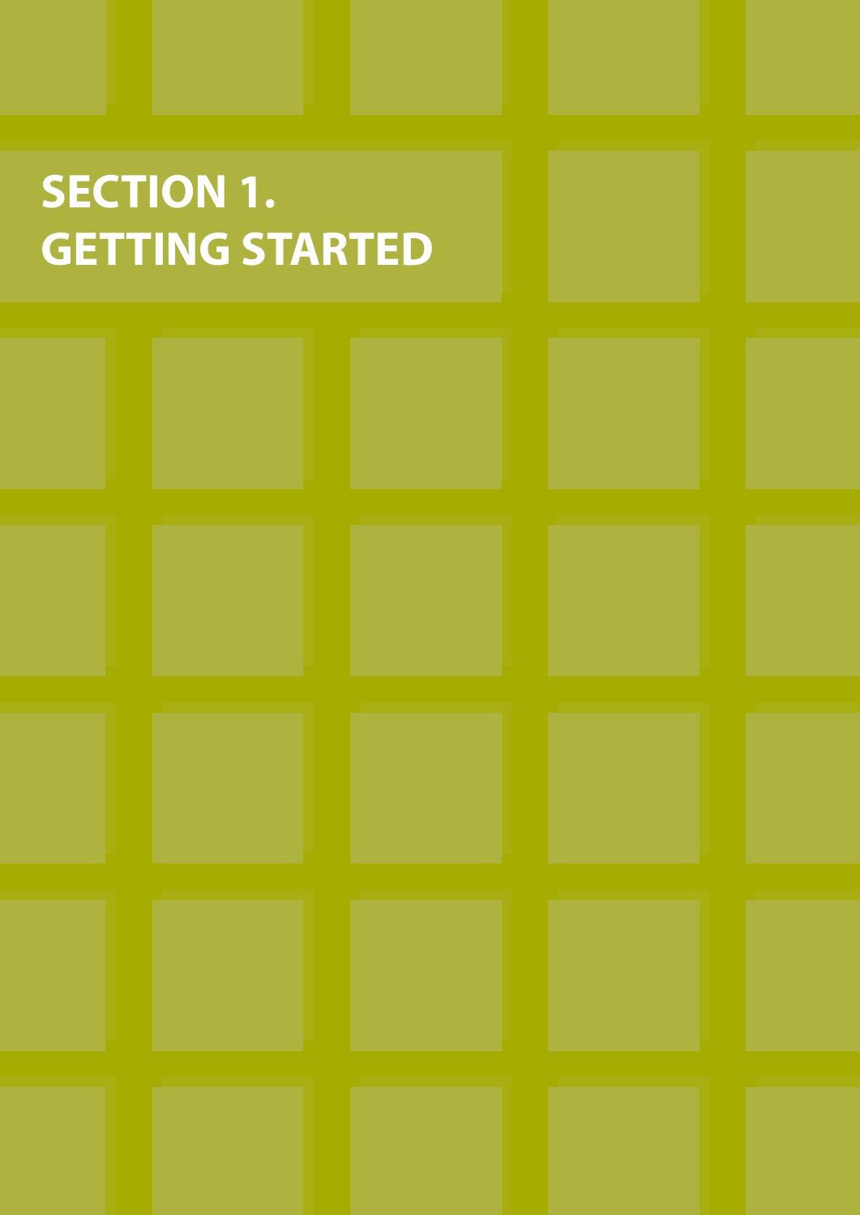# SECTION 1.
# GETTING STARTED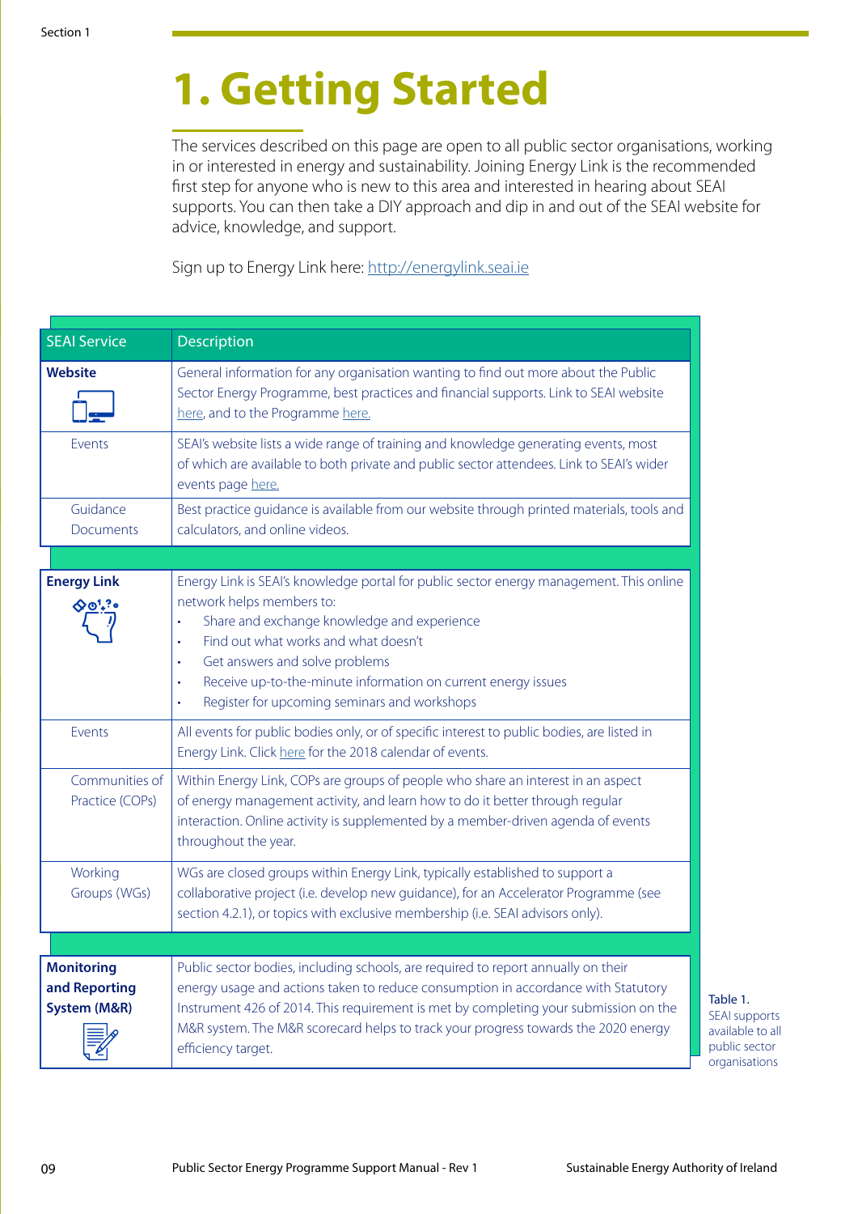# 1. Getting Started

The services described on this page are open to all public sector organisations, working in or interested in energy and sustainability. Joining Energy Link is the recommended first step for anyone who is new to this area and interested in hearing about SEAI supports. You can then take a DIY approach and dip in and out of the SEAI website for advice, knowledge, and support.

Sign up to Energy Link here: http://energylink.seai.ie

| SEAI Service | Description |
|---|---|
| **Website** | General information for any organisation wanting to find out more about the Public Sector Energy Programme, best practices and financial supports. Link to SEAI website here, and to the Programme here. |
| Events | SEAI's website lists a wide range of training and knowledge generating events, most of which are available to both private and public sector attendees. Link to SEAI's wider events page here. |
| Guidance Documents | Best practice guidance is available from our website through printed materials, tools and calculators, and online videos. |
| **Energy Link** | Energy Link is SEAI's knowledge portal for public sector energy management. This online network helps members to: • Share and exchange knowledge and experience • Find out what works and what doesn't • Get answers and solve problems • Receive up-to-the-minute information on current energy issues • Register for upcoming seminars and workshops |
| Events | All events for public bodies only, or of specific interest to public bodies, are listed in Energy Link. Click here for the 2018 calendar of events. |
| Communities of Practice (COPs) | Within Energy Link, COPs are groups of people who share an interest in an aspect of energy management activity, and learn how to do it better through regular interaction. Online activity is supplemented by a member-driven agenda of events throughout the year. |
| Working Groups (WGs) | WGs are closed groups within Energy Link, typically established to support a collaborative project (i.e. develop new guidance), for an Accelerator Programme (see section 4.2.1), or for topics with exclusive membership (i.e. SEAI advisors only). |
| **Monitoring and Reporting System (M&R)** | Public sector bodies, including schools, are required to report annually on their energy usage and actions taken to reduce consumption in accordance with Statutory Instrument 426 of 2014. This requirement is met by completing your submission on the M&R system. The M&R scorecard helps to track your progress towards the 2020 energy efficiency target. |

Table 1. SEAI supports available to all public sector organisations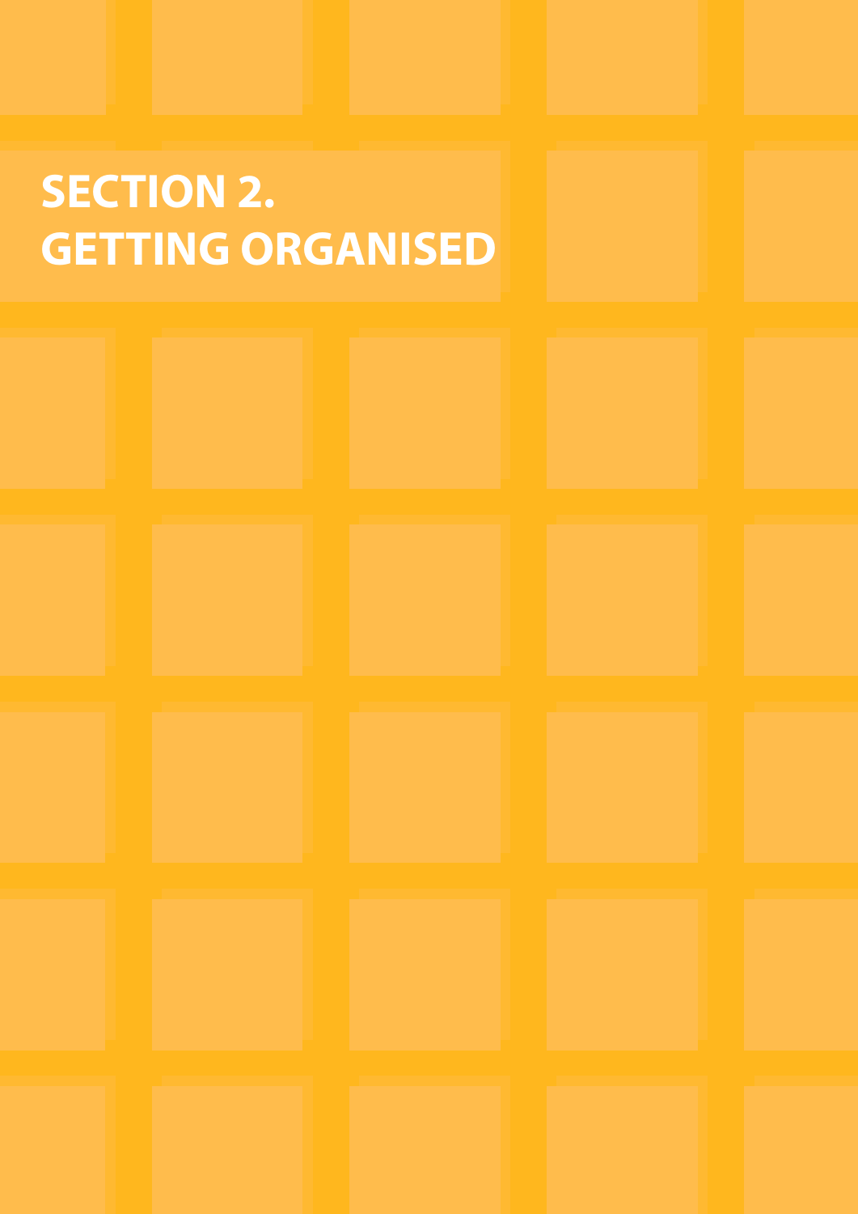# SECTION 2.
# GETTING ORGANISED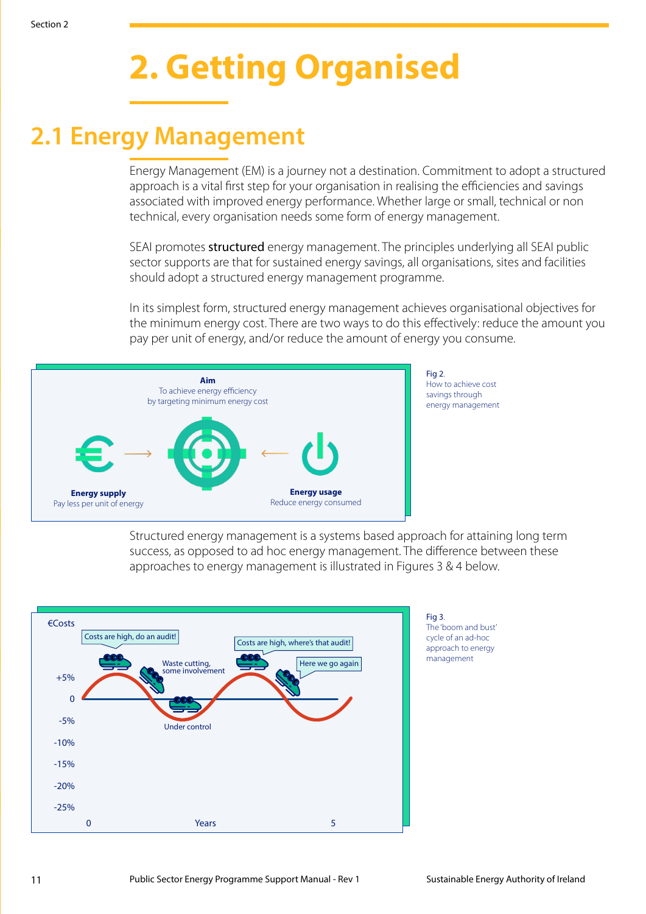# 2. Getting Organised

## 2.1 Energy Management

Energy Management (EM) is a journey not a destination. Commitment to adopt a structured approach is a vital first step for your organisation in realising the efficiencies and savings associated with improved energy performance. Whether large or small, technical or non technical, every organisation needs some form of energy management.

SEAI promotes **structured** energy management. The principles underlying all SEAI public sector supports are that for sustained energy savings, all organisations, sites and facilities should adopt a structured energy management programme.

In its simplest form, structured energy management achieves organisational objectives for the minimum energy cost. There are two ways to do this effectively: reduce the amount you pay per unit of energy, and/or reduce the amount of energy you consume.

**Aim**
To achieve energy efficiency by targeting minimum energy cost

**Energy supply**
Pay less per unit of energy

**Energy usage**
Reduce energy consumed

Fig 2.
How to achieve cost savings through energy management

Structured energy management is a systems based approach for attaining long term success, as opposed to ad hoc energy management. The difference between these approaches to energy management is illustrated in Figures 3 & 4 below.

€Costs

Costs are high, do an audit!

Waste cutting, some involvement

Under control

Costs are high, where's that audit!

Here we go again

+5%, 0, -5%, -10%, -15%, -20%, -25%

0 Years 5

Fig 3.
The 'boom and bust' cycle of an ad-hoc approach to energy management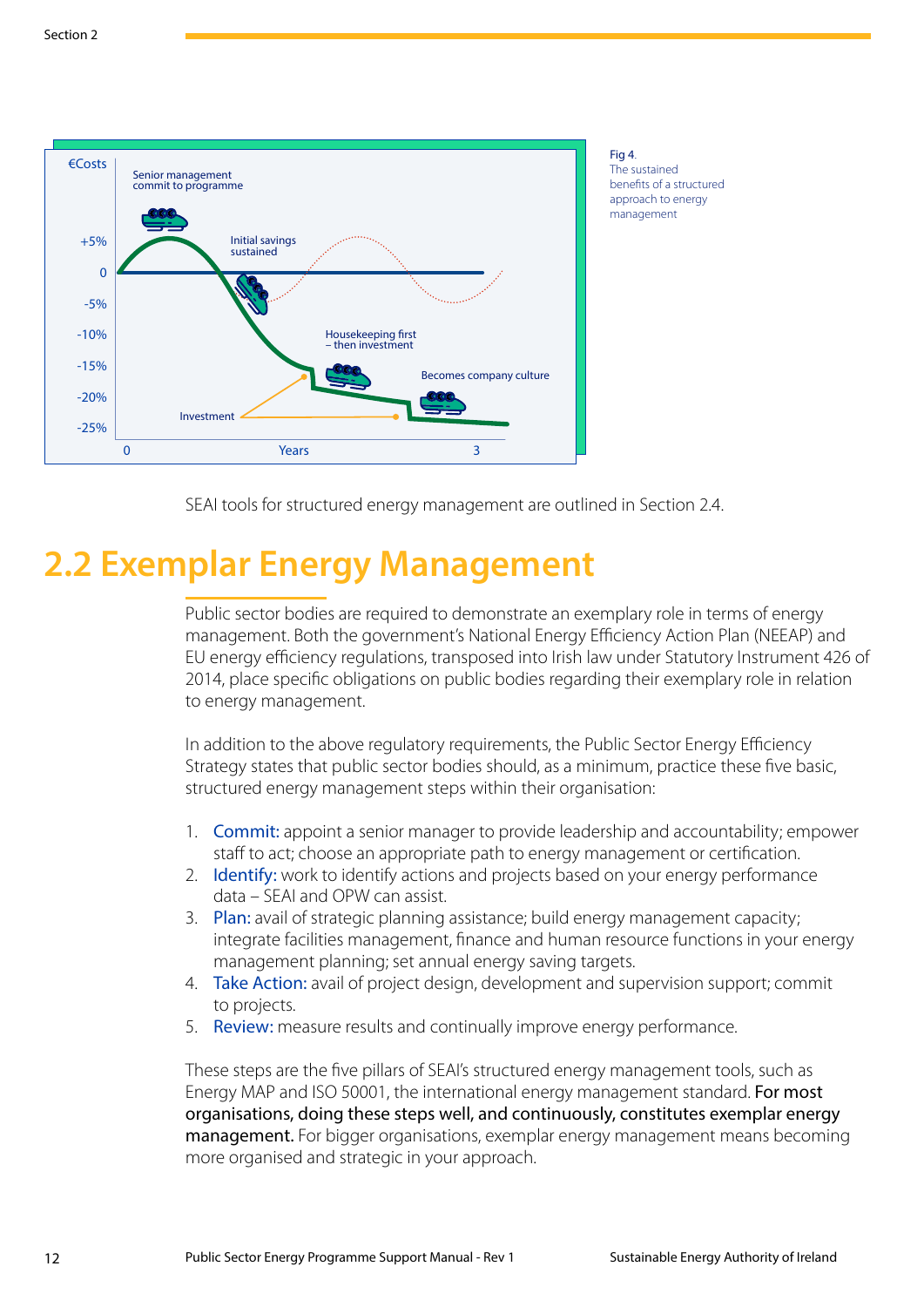Fig 4. The sustained benefits of a structured approach to energy management

SEAI tools for structured energy management are outlined in Section 2.4.

# 2.2 Exemplar Energy Management

Public sector bodies are required to demonstrate an exemplary role in terms of energy management. Both the government's National Energy Efficiency Action Plan (NEEAP) and EU energy efficiency regulations, transposed into Irish law under Statutory Instrument 426 of 2014, place specific obligations on public bodies regarding their exemplary role in relation to energy management.

In addition to the above regulatory requirements, the Public Sector Energy Efficiency Strategy states that public sector bodies should, as a minimum, practice these five basic, structured energy management steps within their organisation:

1. Commit: appoint a senior manager to provide leadership and accountability; empower staff to act; choose an appropriate path to energy management or certification.
2. Identify: work to identify actions and projects based on your energy performance data – SEAI and OPW can assist.
3. Plan: avail of strategic planning assistance; build energy management capacity; integrate facilities management, finance and human resource functions in your energy management planning; set annual energy saving targets.
4. Take Action: avail of project design, development and supervision support; commit to projects.
5. Review: measure results and continually improve energy performance.

These steps are the five pillars of SEAI's structured energy management tools, such as Energy MAP and ISO 50001, the international energy management standard. **For most organisations, doing these steps well, and continuously, constitutes exemplar energy management.** For bigger organisations, exemplar energy management means becoming more organised and strategic in your approach.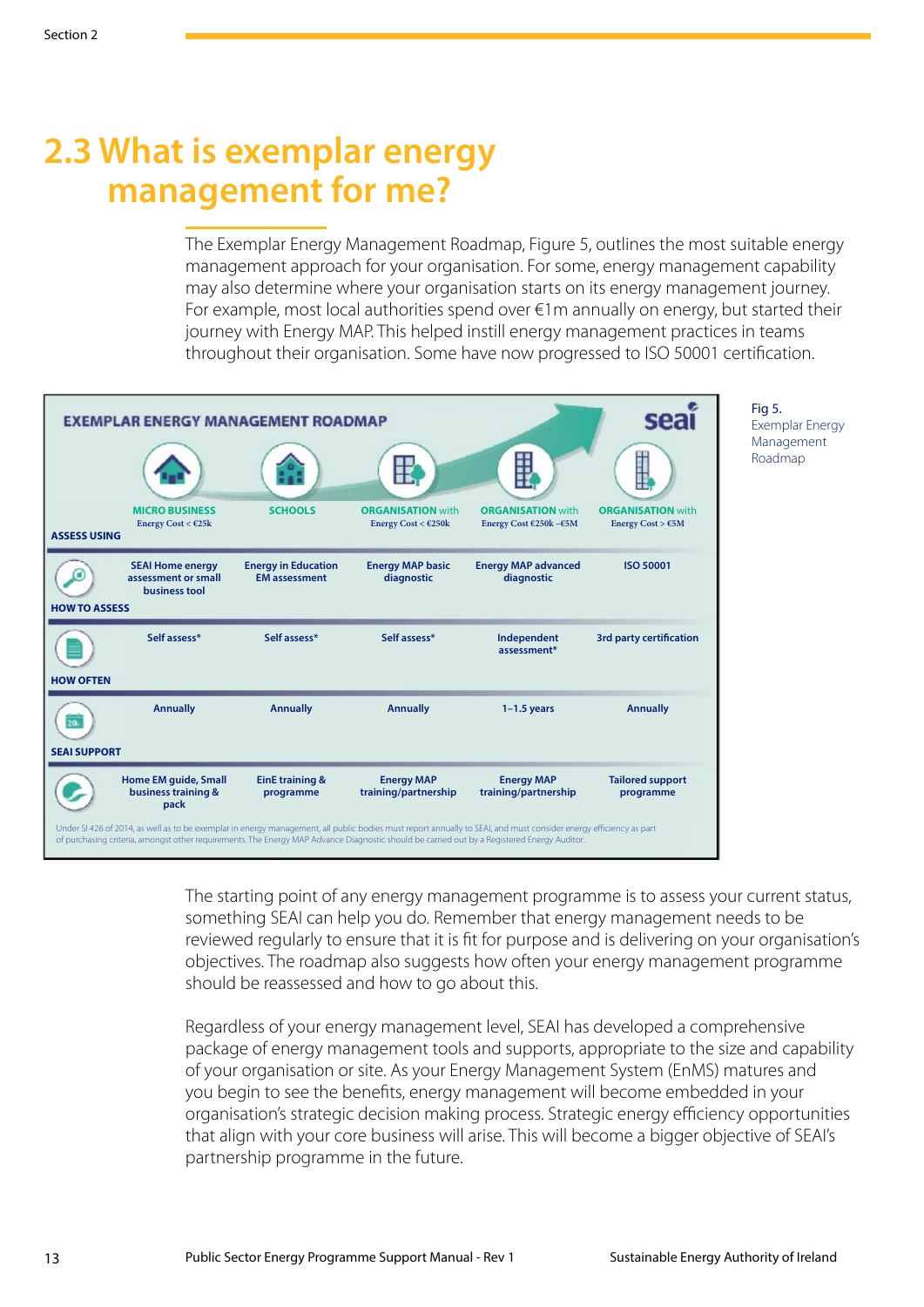## 2.3 What is exemplar energy management for me?

The Exemplar Energy Management Roadmap, Figure 5, outlines the most suitable energy management approach for your organisation. For some, energy management capability may also determine where your organisation starts on its energy management journey. For example, most local authorities spend over €1m annually on energy, but started their journey with Energy MAP. This helped instill energy management practices in teams throughout their organisation. Some have now progressed to ISO 50001 certification.

**EXEMPLAR ENERGY MANAGEMENT ROADMAP**

| | MICRO BUSINESS Energy Cost < €25k | SCHOOLS | ORGANISATION with Energy Cost < €250k | ORGANISATION with Energy Cost €250k –€5M | ORGANISATION with Energy Cost > €5M |
|---|---|---|---|---|---|
| ASSESS USING | SEAI Home energy assessment or small business tool | Energy in Education EM assessment | Energy MAP basic diagnostic | Energy MAP advanced diagnostic | ISO 50001 |
| HOW TO ASSESS | Self assess* | Self assess* | Self assess* | Independent assessment* | 3rd party certification |
| HOW OFTEN | Annually | Annually | Annually | 1–1.5 years | Annually |
| SEAI SUPPORT | Home EM guide, Small business training & pack | EinE training & programme | Energy MAP training/partnership | Energy MAP training/partnership | Tailored support programme |

Under SI 426 of 2014, as well as to be exemplar in energy management, all public bodies must report annually to SEAI, and must consider energy efficiency as part of purchasing criteria, amongst other requirements. The Energy MAP Advance Diagnostic should be carried out by a Registered Energy Auditor.

Fig 5. Exemplar Energy Management Roadmap

The starting point of any energy management programme is to assess your current status, something SEAI can help you do. Remember that energy management needs to be reviewed regularly to ensure that it is fit for purpose and is delivering on your organisation's objectives. The roadmap also suggests how often your energy management programme should be reassessed and how to go about this.

Regardless of your energy management level, SEAI has developed a comprehensive package of energy management tools and supports, appropriate to the size and capability of your organisation or site. As your Energy Management System (EnMS) matures and you begin to see the benefits, energy management will become embedded in your organisation's strategic decision making process. Strategic energy efficiency opportunities that align with your core business will arise. This will become a bigger objective of SEAI's partnership programme in the future.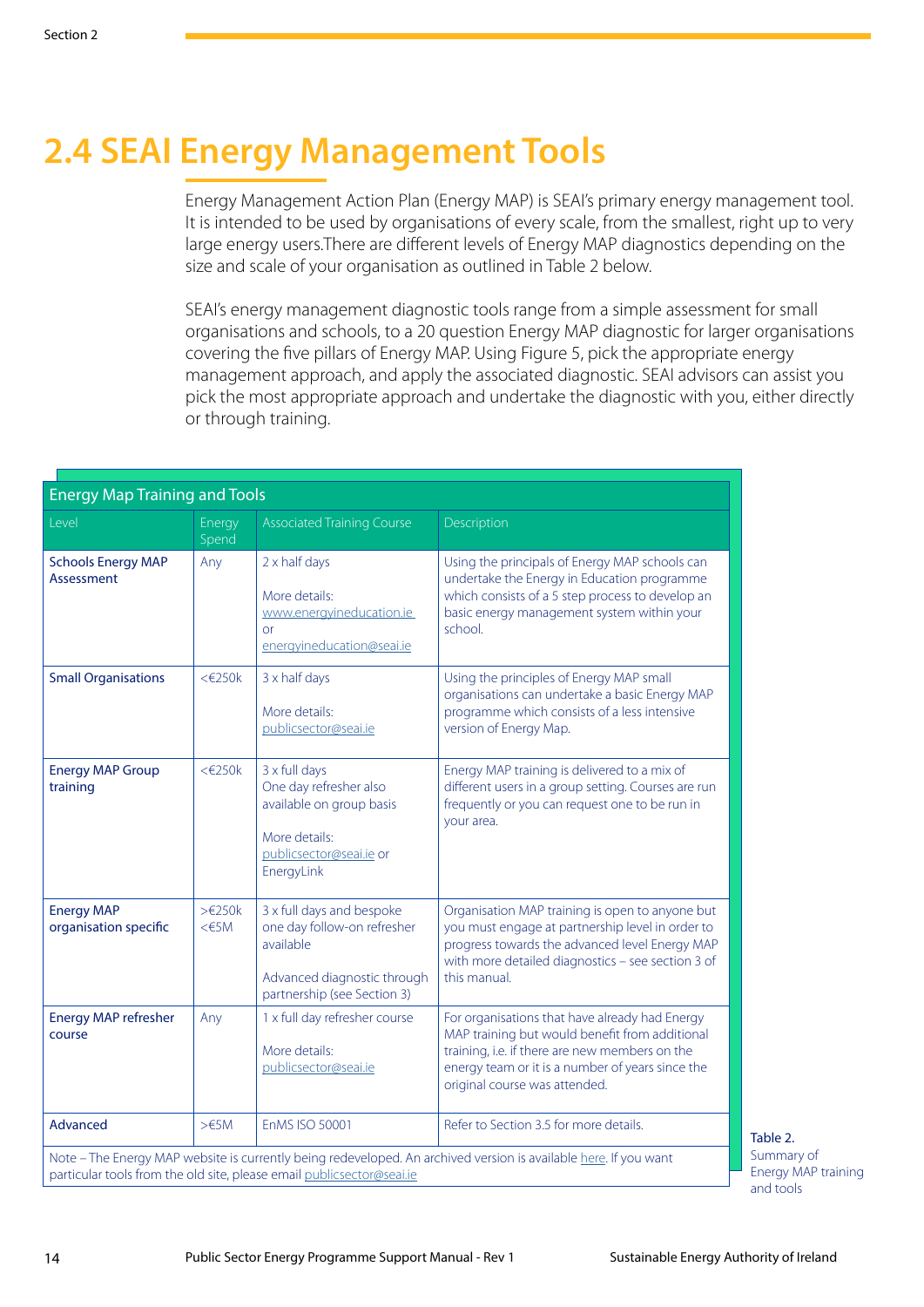# 2.4 SEAI Energy Management Tools

Energy Management Action Plan (Energy MAP) is SEAI's primary energy management tool. It is intended to be used by organisations of every scale, from the smallest, right up to very large energy users.There are different levels of Energy MAP diagnostics depending on the size and scale of your organisation as outlined in Table 2 below.

SEAI's energy management diagnostic tools range from a simple assessment for small organisations and schools, to a 20 question Energy MAP diagnostic for larger organisations covering the five pillars of Energy MAP. Using Figure 5, pick the appropriate energy management approach, and apply the associated diagnostic. SEAI advisors can assist you pick the most appropriate approach and undertake the diagnostic with you, either directly or through training.

**Energy Map Training and Tools**

| Level | Energy Spend | Associated Training Course | Description |
|---|---|---|---|
| **Schools Energy MAP Assessment** | Any | 2 x half days<br><br>More details: www.energyineducation.ie or energyineducation@seai.ie | Using the principals of Energy MAP schools can undertake the Energy in Education programme which consists of a 5 step process to develop an basic energy management system within your school. |
| **Small Organisations** | <€250k | 3 x half days<br><br>More details: publicsector@seai.ie | Using the principles of Energy MAP small organisations can undertake a basic Energy MAP programme which consists of a less intensive version of Energy Map. |
| **Energy MAP Group training** | <€250k | 3 x full days<br>One day refresher also available on group basis<br><br>More details: publicsector@seai.ie or EnergyLink | Energy MAP training is delivered to a mix of different users in a group setting. Courses are run frequently or you can request one to be run in your area. |
| **Energy MAP organisation specific** | >€250k <€5M | 3 x full days and bespoke one day follow-on refresher available<br><br>Advanced diagnostic through partnership (see Section 3) | Organisation MAP training is open to anyone but you must engage at partnership level in order to progress towards the advanced level Energy MAP with more detailed diagnostics – see section 3 of this manual. |
| **Energy MAP refresher course** | Any | 1 x full day refresher course<br><br>More details: publicsector@seai.ie | For organisations that have already had Energy MAP training but would benefit from additional training, i.e. if there are new members on the energy team or it is a number of years since the original course was attended. |
| **Advanced** | >€5M | EnMS ISO 50001 | Refer to Section 3.5 for more details. |

Note – The Energy MAP website is currently being redeveloped. An archived version is available here. If you want particular tools from the old site, please email publicsector@seai.ie

**Table 2.** Summary of Energy MAP training and tools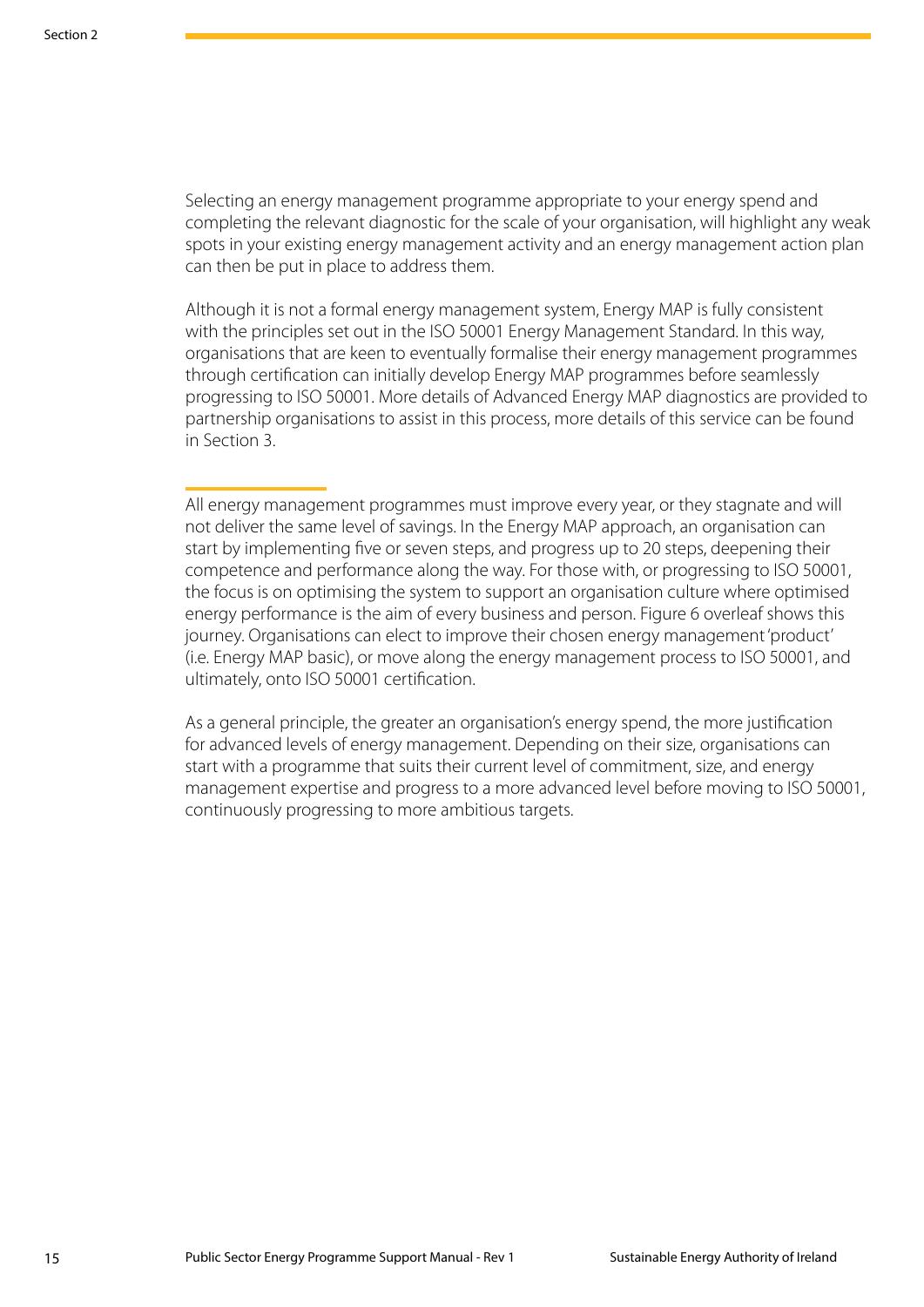Selecting an energy management programme appropriate to your energy spend and completing the relevant diagnostic for the scale of your organisation, will highlight any weak spots in your existing energy management activity and an energy management action plan can then be put in place to address them.

Although it is not a formal energy management system, Energy MAP is fully consistent with the principles set out in the ISO 50001 Energy Management Standard. In this way, organisations that are keen to eventually formalise their energy management programmes through certification can initially develop Energy MAP programmes before seamlessly progressing to ISO 50001. More details of Advanced Energy MAP diagnostics are provided to partnership organisations to assist in this process, more details of this service can be found in Section 3.

All energy management programmes must improve every year, or they stagnate and will not deliver the same level of savings. In the Energy MAP approach, an organisation can start by implementing five or seven steps, and progress up to 20 steps, deepening their competence and performance along the way. For those with, or progressing to ISO 50001, the focus is on optimising the system to support an organisation culture where optimised energy performance is the aim of every business and person. Figure 6 overleaf shows this journey. Organisations can elect to improve their chosen energy management 'product' (i.e. Energy MAP basic), or move along the energy management process to ISO 50001, and ultimately, onto ISO 50001 certification.

As a general principle, the greater an organisation's energy spend, the more justification for advanced levels of energy management. Depending on their size, organisations can start with a programme that suits their current level of commitment, size, and energy management expertise and progress to a more advanced level before moving to ISO 50001, continuously progressing to more ambitious targets.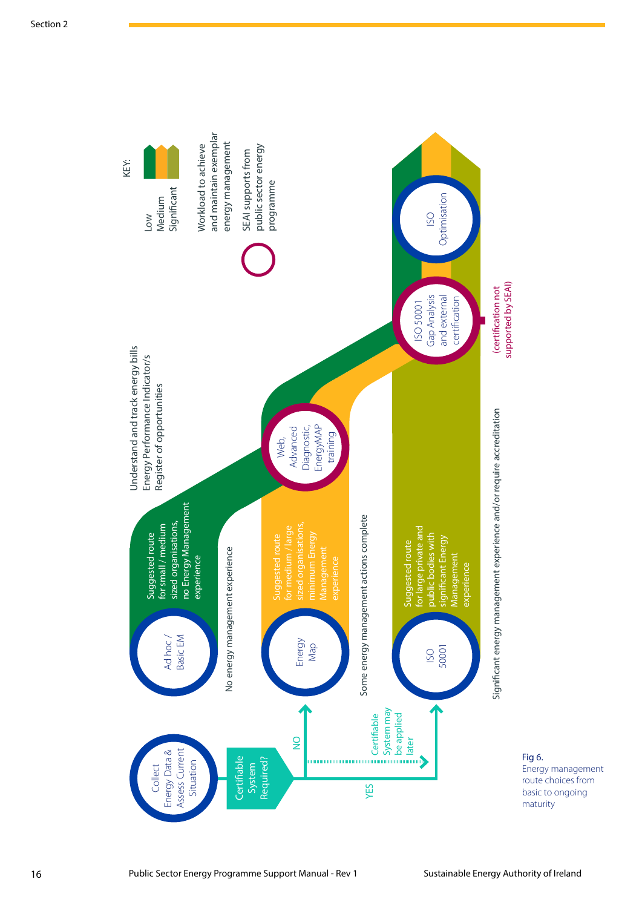KEY:

- Low
- Medium
- Significant

Workload to achieve and maintain exemplar energy management

SEAI supports from public sector energy programme

Collect Energy Data & Assess Current Situation

Certifiable System Required?

NO

YES

Certifiable System may be applied later

Ad hoc / Basic EM

Suggested route for small / medium sized organisations, no Energy Management experience

No energy management experience

Understand and track energy bills
Energy Performance Indicator/s
Register of opportunities

Energy Map

Suggested route for medium / large sized organisations, minimum Energy Management experience

Some energy management actions complete

Web, Advanced Diagnostic, EnergyMAP training

ISO 50001

Suggested route for large private and public bodies with significant Energy Management experience

Significant energy management experience and/or require accreditation

ISO 50001 Gap Analysis and external certification

(certification not supported by SEAI)

ISO Optimisation

Fig 6.
Energy management route choices from basic to ongoing maturity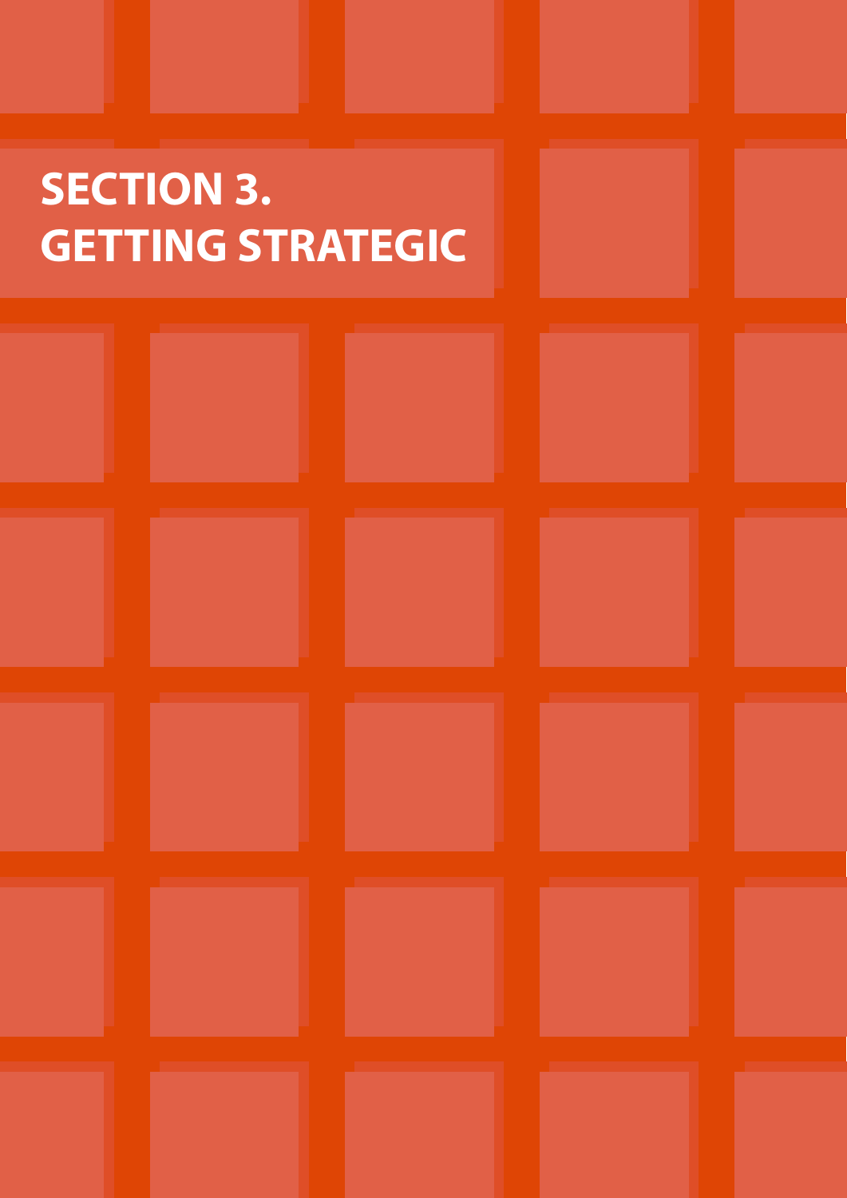# SECTION 3. GETTING STRATEGIC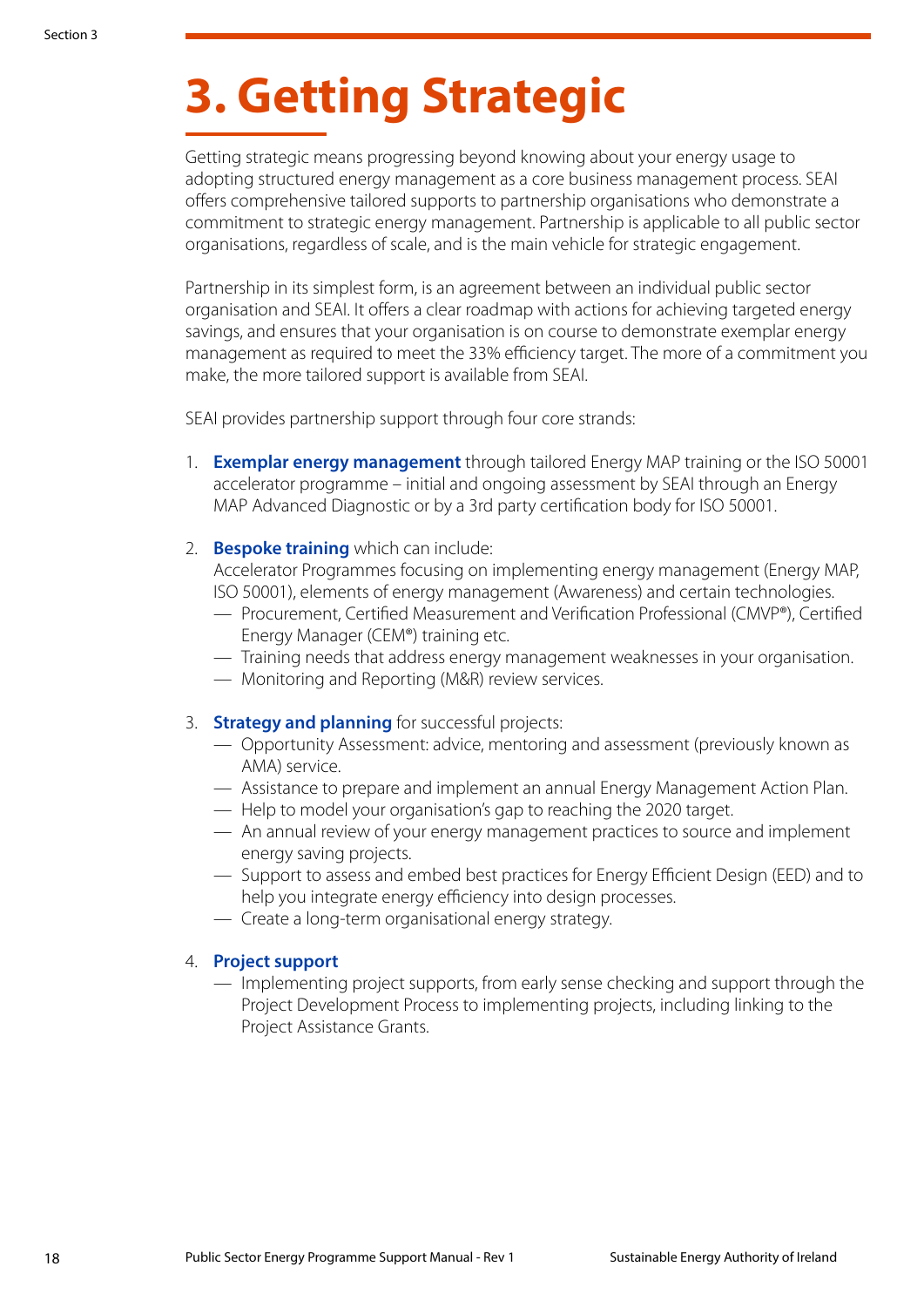# 3. Getting Strategic

Getting strategic means progressing beyond knowing about your energy usage to adopting structured energy management as a core business management process. SEAI offers comprehensive tailored supports to partnership organisations who demonstrate a commitment to strategic energy management. Partnership is applicable to all public sector organisations, regardless of scale, and is the main vehicle for strategic engagement.

Partnership in its simplest form, is an agreement between an individual public sector organisation and SEAI. It offers a clear roadmap with actions for achieving targeted energy savings, and ensures that your organisation is on course to demonstrate exemplar energy management as required to meet the 33% efficiency target. The more of a commitment you make, the more tailored support is available from SEAI.

SEAI provides partnership support through four core strands:

1. **Exemplar energy management** through tailored Energy MAP training or the ISO 50001 accelerator programme – initial and ongoing assessment by SEAI through an Energy MAP Advanced Diagnostic or by a 3rd party certification body for ISO 50001.

2. **Bespoke training** which can include:
   Accelerator Programmes focusing on implementing energy management (Energy MAP, ISO 50001), elements of energy management (Awareness) and certain technologies.
   - Procurement, Certified Measurement and Verification Professional (CMVP®), Certified Energy Manager (CEM®) training etc.
   - Training needs that address energy management weaknesses in your organisation.
   - Monitoring and Reporting (M&R) review services.

3. **Strategy and planning** for successful projects:
   - Opportunity Assessment: advice, mentoring and assessment (previously known as AMA) service.
   - Assistance to prepare and implement an annual Energy Management Action Plan.
   - Help to model your organisation's gap to reaching the 2020 target.
   - An annual review of your energy management practices to source and implement energy saving projects.
   - Support to assess and embed best practices for Energy Efficient Design (EED) and to help you integrate energy efficiency into design processes.
   - Create a long-term organisational energy strategy.

4. **Project support**
   - Implementing project supports, from early sense checking and support through the Project Development Process to implementing projects, including linking to the Project Assistance Grants.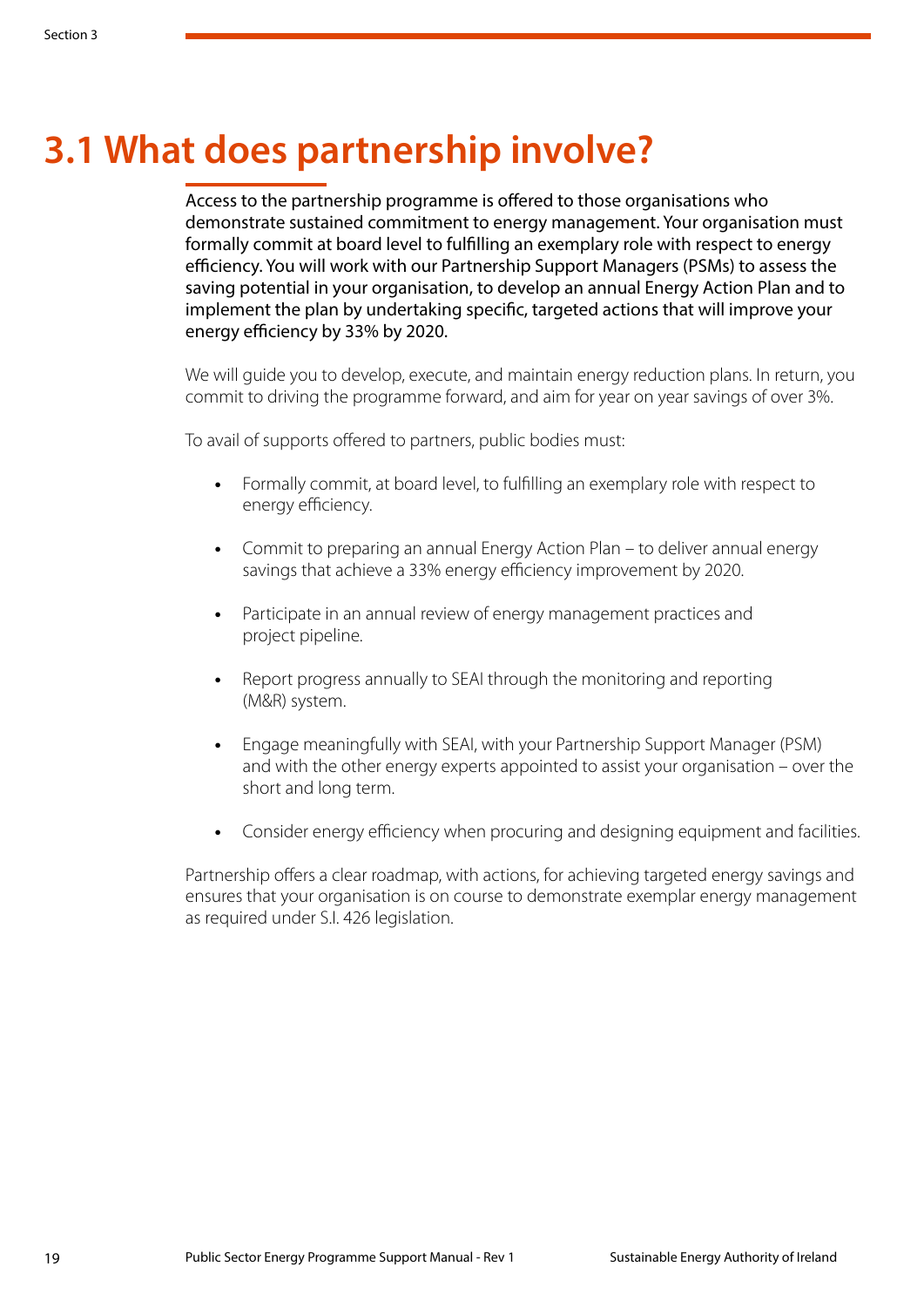# 3.1 What does partnership involve?

Access to the partnership programme is offered to those organisations who demonstrate sustained commitment to energy management. Your organisation must formally commit at board level to fulfilling an exemplary role with respect to energy efficiency. You will work with our Partnership Support Managers (PSMs) to assess the saving potential in your organisation, to develop an annual Energy Action Plan and to implement the plan by undertaking specific, targeted actions that will improve your energy efficiency by 33% by 2020.

We will guide you to develop, execute, and maintain energy reduction plans. In return, you commit to driving the programme forward, and aim for year on year savings of over 3%.

To avail of supports offered to partners, public bodies must:

- Formally commit, at board level, to fulfilling an exemplary role with respect to energy efficiency.
- Commit to preparing an annual Energy Action Plan – to deliver annual energy savings that achieve a 33% energy efficiency improvement by 2020.
- Participate in an annual review of energy management practices and project pipeline.
- Report progress annually to SEAI through the monitoring and reporting (M&R) system.
- Engage meaningfully with SEAI, with your Partnership Support Manager (PSM) and with the other energy experts appointed to assist your organisation – over the short and long term.
- Consider energy efficiency when procuring and designing equipment and facilities.

Partnership offers a clear roadmap, with actions, for achieving targeted energy savings and ensures that your organisation is on course to demonstrate exemplar energy management as required under S.I. 426 legislation.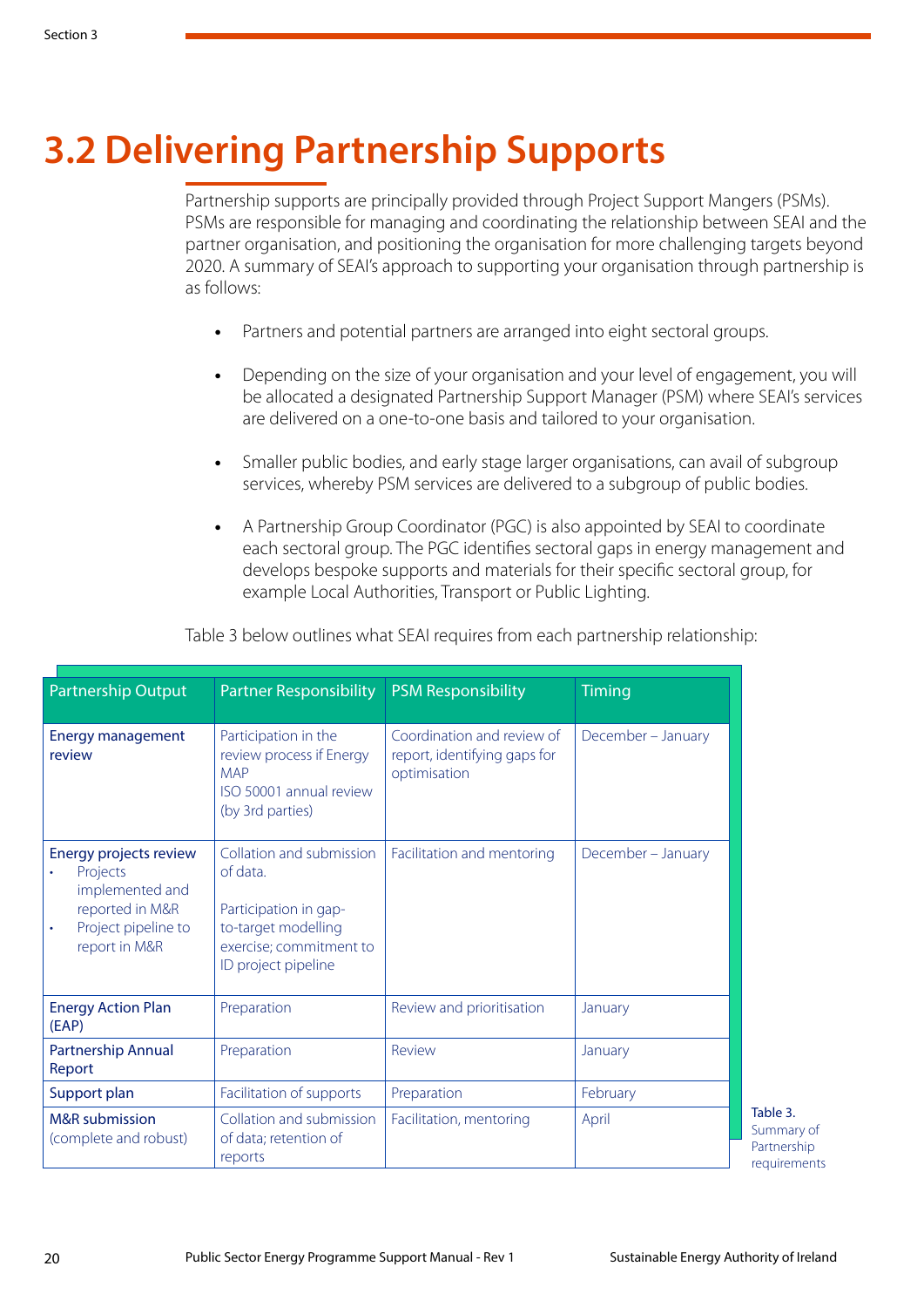# 3.2 Delivering Partnership Supports

Partnership supports are principally provided through Project Support Mangers (PSMs). PSMs are responsible for managing and coordinating the relationship between SEAI and the partner organisation, and positioning the organisation for more challenging targets beyond 2020. A summary of SEAI's approach to supporting your organisation through partnership is as follows:

- Partners and potential partners are arranged into eight sectoral groups.
- Depending on the size of your organisation and your level of engagement, you will be allocated a designated Partnership Support Manager (PSM) where SEAI's services are delivered on a one-to-one basis and tailored to your organisation.
- Smaller public bodies, and early stage larger organisations, can avail of subgroup services, whereby PSM services are delivered to a subgroup of public bodies.
- A Partnership Group Coordinator (PGC) is also appointed by SEAI to coordinate each sectoral group. The PGC identifies sectoral gaps in energy management and develops bespoke supports and materials for their specific sectoral group, for example Local Authorities, Transport or Public Lighting.

Table 3 below outlines what SEAI requires from each partnership relationship:

| Partnership Output | Partner Responsibility | PSM Responsibility | Timing |
|---|---|---|---|
| **Energy management review** | Participation in the review process if Energy MAP<br>ISO 50001 annual review (by 3rd parties) | Coordination and review of report, identifying gaps for optimisation | December – January |
| **Energy projects review**<br>• Projects implemented and reported in M&R<br>• Project pipeline to report in M&R | Collation and submission of data.<br><br>Participation in gap-to-target modelling exercise; commitment to ID project pipeline | Facilitation and mentoring | December – January |
| **Energy Action Plan (EAP)** | Preparation | Review and prioritisation | January |
| **Partnership Annual Report** | Preparation | Review | January |
| **Support plan** | Facilitation of supports | Preparation | February |
| **M&R submission** (complete and robust) | Collation and submission of data; retention of reports | Facilitation, mentoring | April |

Table 3. Summary of Partnership requirements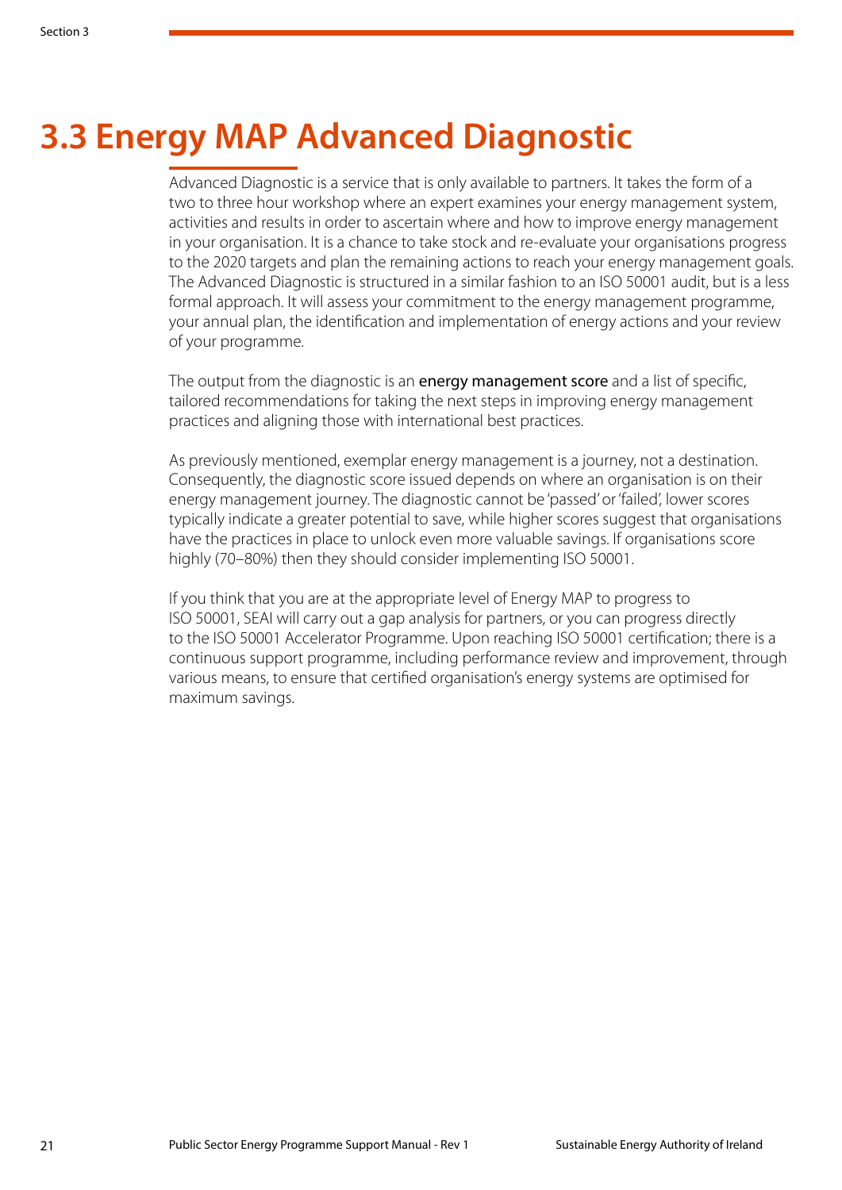# 3.3 Energy MAP Advanced Diagnostic

Advanced Diagnostic is a service that is only available to partners. It takes the form of a two to three hour workshop where an expert examines your energy management system, activities and results in order to ascertain where and how to improve energy management in your organisation. It is a chance to take stock and re-evaluate your organisations progress to the 2020 targets and plan the remaining actions to reach your energy management goals. The Advanced Diagnostic is structured in a similar fashion to an ISO 50001 audit, but is a less formal approach. It will assess your commitment to the energy management programme, your annual plan, the identification and implementation of energy actions and your review of your programme.

The output from the diagnostic is an **energy management score** and a list of specific, tailored recommendations for taking the next steps in improving energy management practices and aligning those with international best practices.

As previously mentioned, exemplar energy management is a journey, not a destination. Consequently, the diagnostic score issued depends on where an organisation is on their energy management journey. The diagnostic cannot be 'passed' or 'failed', lower scores typically indicate a greater potential to save, while higher scores suggest that organisations have the practices in place to unlock even more valuable savings. If organisations score highly (70–80%) then they should consider implementing ISO 50001.

If you think that you are at the appropriate level of Energy MAP to progress to ISO 50001, SEAI will carry out a gap analysis for partners, or you can progress directly to the ISO 50001 Accelerator Programme. Upon reaching ISO 50001 certification; there is a continuous support programme, including performance review and improvement, through various means, to ensure that certified organisation's energy systems are optimised for maximum savings.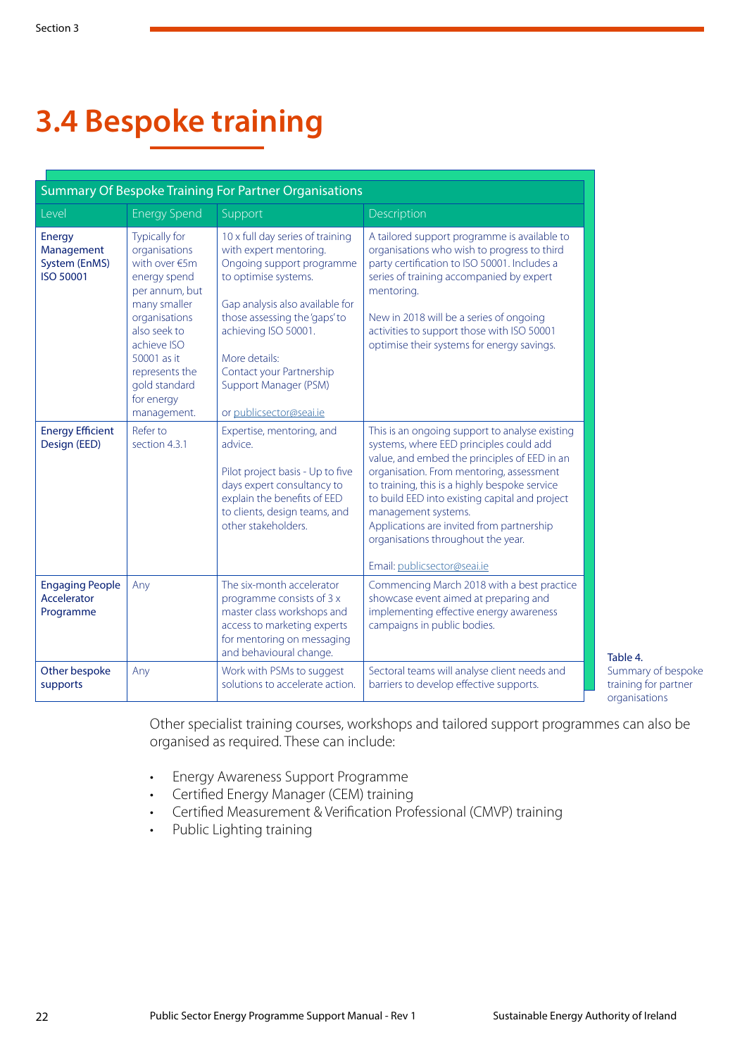# 3.4 Bespoke training

| Summary Of Bespoke Training For Partner Organisations | | | |
|---|---|---|---|
| Level | Energy Spend | Support | Description |
| **Energy Management System (EnMS) ISO 50001** | Typically for organisations with over €5m energy spend per annum, but many smaller organisations also seek to achieve ISO 50001 as it represents the gold standard for energy management. | 10 x full day series of training with expert mentoring. Ongoing support programme to optimise systems.<br><br>Gap analysis also available for those assessing the 'gaps' to achieving ISO 50001.<br><br>More details: Contact your Partnership Support Manager (PSM)<br><br>or publicsector@seai.ie | A tailored support programme is available to organisations who wish to progress to third party certification to ISO 50001. Includes a series of training accompanied by expert mentoring.<br><br>New in 2018 will be a series of ongoing activities to support those with ISO 50001 optimise their systems for energy savings. |
| **Energy Efficient Design (EED)** | Refer to section 4.3.1 | Expertise, mentoring, and advice.<br><br>Pilot project basis - Up to five days expert consultancy to explain the benefits of EED to clients, design teams, and other stakeholders. | This is an ongoing support to analyse existing systems, where EED principles could add value, and embed the principles of EED in an organisation. From mentoring, assessment to training, this is a highly bespoke service to build EED into existing capital and project management systems. Applications are invited from partnership organisations throughout the year.<br><br>Email: publicsector@seai.ie |
| **Engaging People Accelerator Programme** | Any | The six-month accelerator programme consists of 3 x master class workshops and access to marketing experts for mentoring on messaging and behavioural change. | Commencing March 2018 with a best practice showcase event aimed at preparing and implementing effective energy awareness campaigns in public bodies. |
| **Other bespoke supports** | Any | Work with PSMs to suggest solutions to accelerate action. | Sectoral teams will analyse client needs and barriers to develop effective supports. |

Table 4.
Summary of bespoke training for partner organisations

Other specialist training courses, workshops and tailored support programmes can also be organised as required. These can include:

- Energy Awareness Support Programme
- Certified Energy Manager (CEM) training
- Certified Measurement & Verification Professional (CMVP) training
- Public Lighting training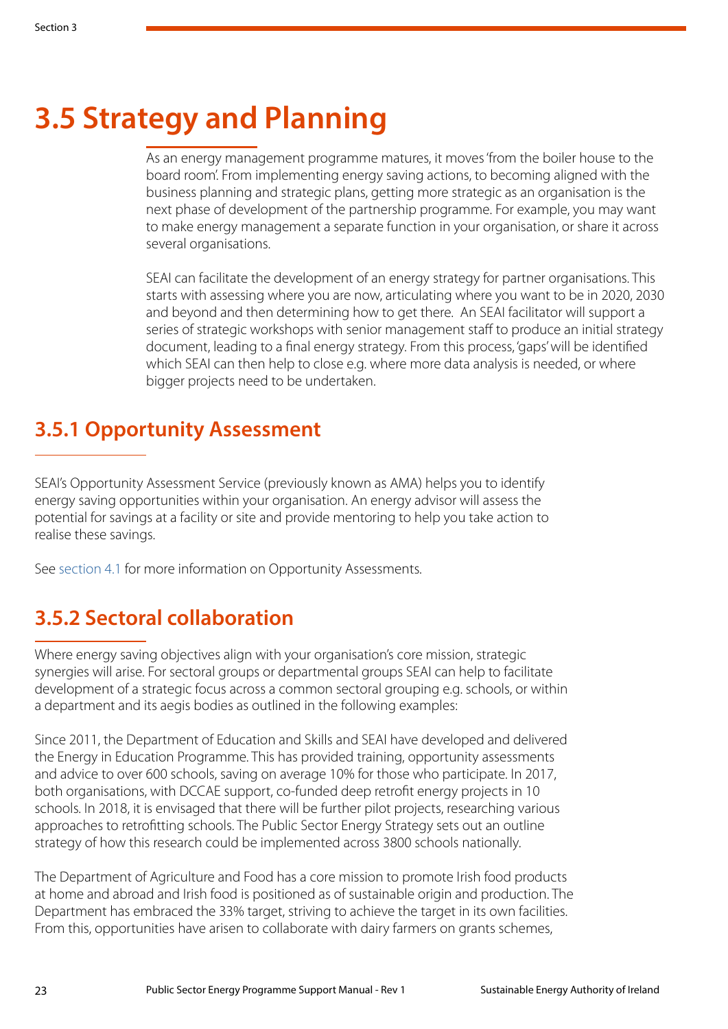# 3.5 Strategy and Planning

As an energy management programme matures, it moves 'from the boiler house to the board room'. From implementing energy saving actions, to becoming aligned with the business planning and strategic plans, getting more strategic as an organisation is the next phase of development of the partnership programme. For example, you may want to make energy management a separate function in your organisation, or share it across several organisations.

SEAI can facilitate the development of an energy strategy for partner organisations. This starts with assessing where you are now, articulating where you want to be in 2020, 2030 and beyond and then determining how to get there. An SEAI facilitator will support a series of strategic workshops with senior management staff to produce an initial strategy document, leading to a final energy strategy. From this process, 'gaps' will be identified which SEAI can then help to close e.g. where more data analysis is needed, or where bigger projects need to be undertaken.

## 3.5.1 Opportunity Assessment

SEAI's Opportunity Assessment Service (previously known as AMA) helps you to identify energy saving opportunities within your organisation. An energy advisor will assess the potential for savings at a facility or site and provide mentoring to help you take action to realise these savings.

See section 4.1 for more information on Opportunity Assessments.

## 3.5.2 Sectoral collaboration

Where energy saving objectives align with your organisation's core mission, strategic synergies will arise. For sectoral groups or departmental groups SEAI can help to facilitate development of a strategic focus across a common sectoral grouping e.g. schools, or within a department and its aegis bodies as outlined in the following examples:

Since 2011, the Department of Education and Skills and SEAI have developed and delivered the Energy in Education Programme. This has provided training, opportunity assessments and advice to over 600 schools, saving on average 10% for those who participate. In 2017, both organisations, with DCCAE support, co-funded deep retrofit energy projects in 10 schools. In 2018, it is envisaged that there will be further pilot projects, researching various approaches to retrofitting schools. The Public Sector Energy Strategy sets out an outline strategy of how this research could be implemented across 3800 schools nationally.

The Department of Agriculture and Food has a core mission to promote Irish food products at home and abroad and Irish food is positioned as of sustainable origin and production. The Department has embraced the 33% target, striving to achieve the target in its own facilities. From this, opportunities have arisen to collaborate with dairy farmers on grants schemes,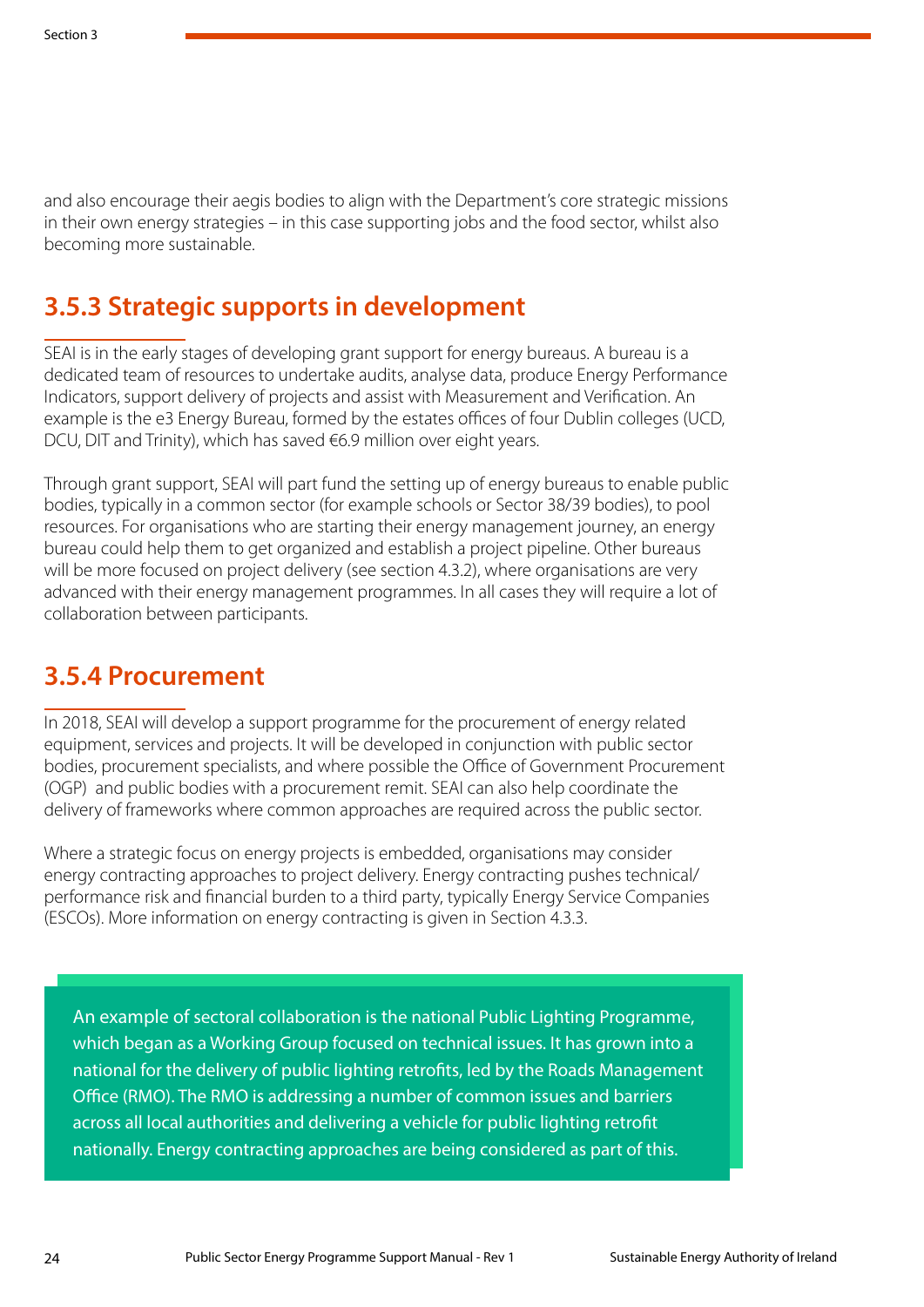and also encourage their aegis bodies to align with the Department's core strategic missions in their own energy strategies – in this case supporting jobs and the food sector, whilst also becoming more sustainable.

### 3.5.3 Strategic supports in development

SEAI is in the early stages of developing grant support for energy bureaus. A bureau is a dedicated team of resources to undertake audits, analyse data, produce Energy Performance Indicators, support delivery of projects and assist with Measurement and Verification. An example is the e3 Energy Bureau, formed by the estates offices of four Dublin colleges (UCD, DCU, DIT and Trinity), which has saved €6.9 million over eight years.

Through grant support, SEAI will part fund the setting up of energy bureaus to enable public bodies, typically in a common sector (for example schools or Sector 38/39 bodies), to pool resources. For organisations who are starting their energy management journey, an energy bureau could help them to get organized and establish a project pipeline. Other bureaus will be more focused on project delivery (see section 4.3.2), where organisations are very advanced with their energy management programmes. In all cases they will require a lot of collaboration between participants.

### 3.5.4 Procurement

In 2018, SEAI will develop a support programme for the procurement of energy related equipment, services and projects. It will be developed in conjunction with public sector bodies, procurement specialists, and where possible the Office of Government Procurement (OGP) and public bodies with a procurement remit. SEAI can also help coordinate the delivery of frameworks where common approaches are required across the public sector.

Where a strategic focus on energy projects is embedded, organisations may consider energy contracting approaches to project delivery. Energy contracting pushes technical/ performance risk and financial burden to a third party, typically Energy Service Companies (ESCOs). More information on energy contracting is given in Section 4.3.3.

An example of sectoral collaboration is the national Public Lighting Programme, which began as a Working Group focused on technical issues. It has grown into a national for the delivery of public lighting retrofits, led by the Roads Management Office (RMO). The RMO is addressing a number of common issues and barriers across all local authorities and delivering a vehicle for public lighting retrofit nationally. Energy contracting approaches are being considered as part of this.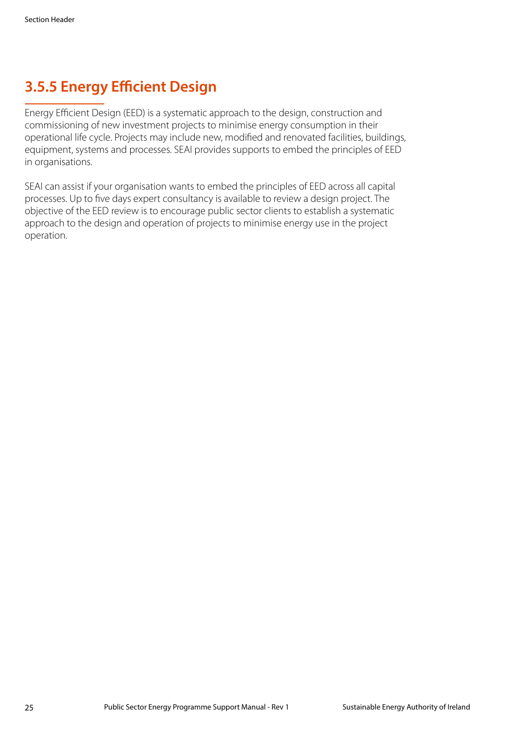### 3.5.5 Energy Efficient Design

Energy Efficient Design (EED) is a systematic approach to the design, construction and commissioning of new investment projects to minimise energy consumption in their operational life cycle. Projects may include new, modified and renovated facilities, buildings, equipment, systems and processes. SEAI provides supports to embed the principles of EED in organisations.

SEAI can assist if your organisation wants to embed the principles of EED across all capital processes. Up to five days expert consultancy is available to review a design project. The objective of the EED review is to encourage public sector clients to establish a systematic approach to the design and operation of projects to minimise energy use in the project operation.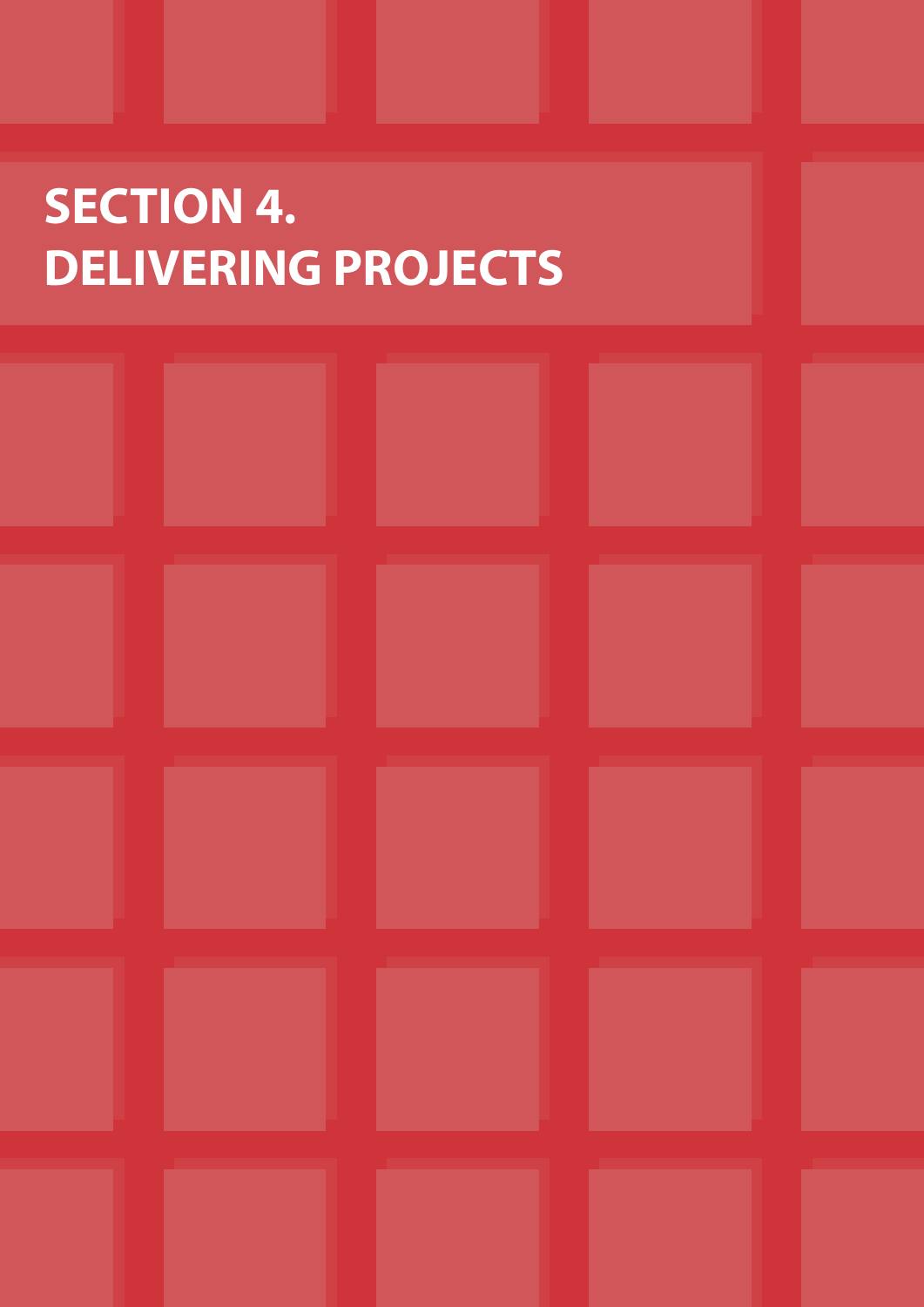# SECTION 4.
# DELIVERING PROJECTS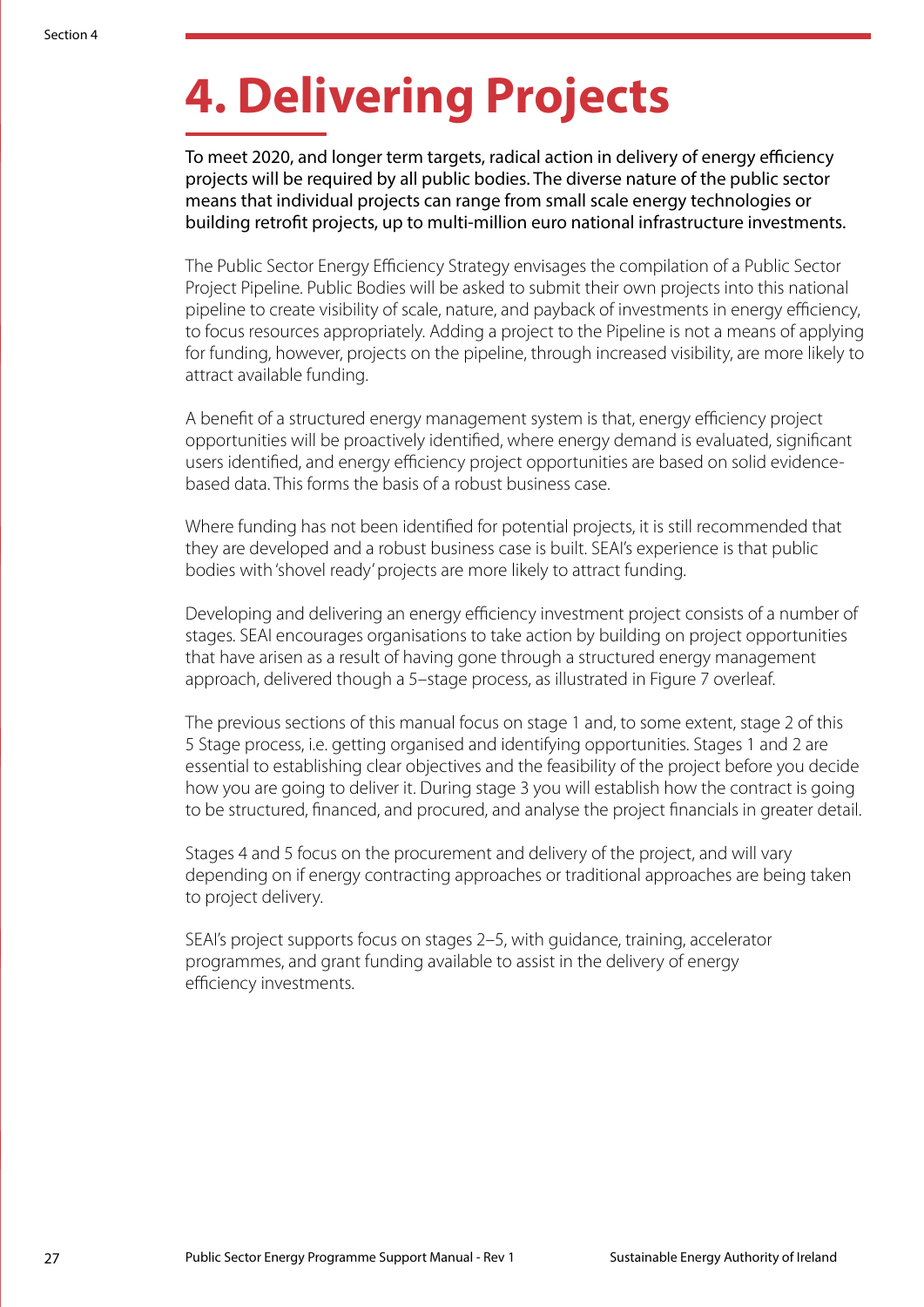# 4. Delivering Projects

To meet 2020, and longer term targets, radical action in delivery of energy efficiency projects will be required by all public bodies. The diverse nature of the public sector means that individual projects can range from small scale energy technologies or building retrofit projects, up to multi-million euro national infrastructure investments.

The Public Sector Energy Efficiency Strategy envisages the compilation of a Public Sector Project Pipeline. Public Bodies will be asked to submit their own projects into this national pipeline to create visibility of scale, nature, and payback of investments in energy efficiency, to focus resources appropriately. Adding a project to the Pipeline is not a means of applying for funding, however, projects on the pipeline, through increased visibility, are more likely to attract available funding.

A benefit of a structured energy management system is that, energy efficiency project opportunities will be proactively identified, where energy demand is evaluated, significant users identified, and energy efficiency project opportunities are based on solid evidence-based data. This forms the basis of a robust business case.

Where funding has not been identified for potential projects, it is still recommended that they are developed and a robust business case is built. SEAI's experience is that public bodies with 'shovel ready' projects are more likely to attract funding.

Developing and delivering an energy efficiency investment project consists of a number of stages. SEAI encourages organisations to take action by building on project opportunities that have arisen as a result of having gone through a structured energy management approach, delivered though a 5–stage process, as illustrated in Figure 7 overleaf.

The previous sections of this manual focus on stage 1 and, to some extent, stage 2 of this 5 Stage process, i.e. getting organised and identifying opportunities. Stages 1 and 2 are essential to establishing clear objectives and the feasibility of the project before you decide how you are going to deliver it. During stage 3 you will establish how the contract is going to be structured, financed, and procured, and analyse the project financials in greater detail.

Stages 4 and 5 focus on the procurement and delivery of the project, and will vary depending on if energy contracting approaches or traditional approaches are being taken to project delivery.

SEAI's project supports focus on stages 2–5, with guidance, training, accelerator programmes, and grant funding available to assist in the delivery of energy efficiency investments.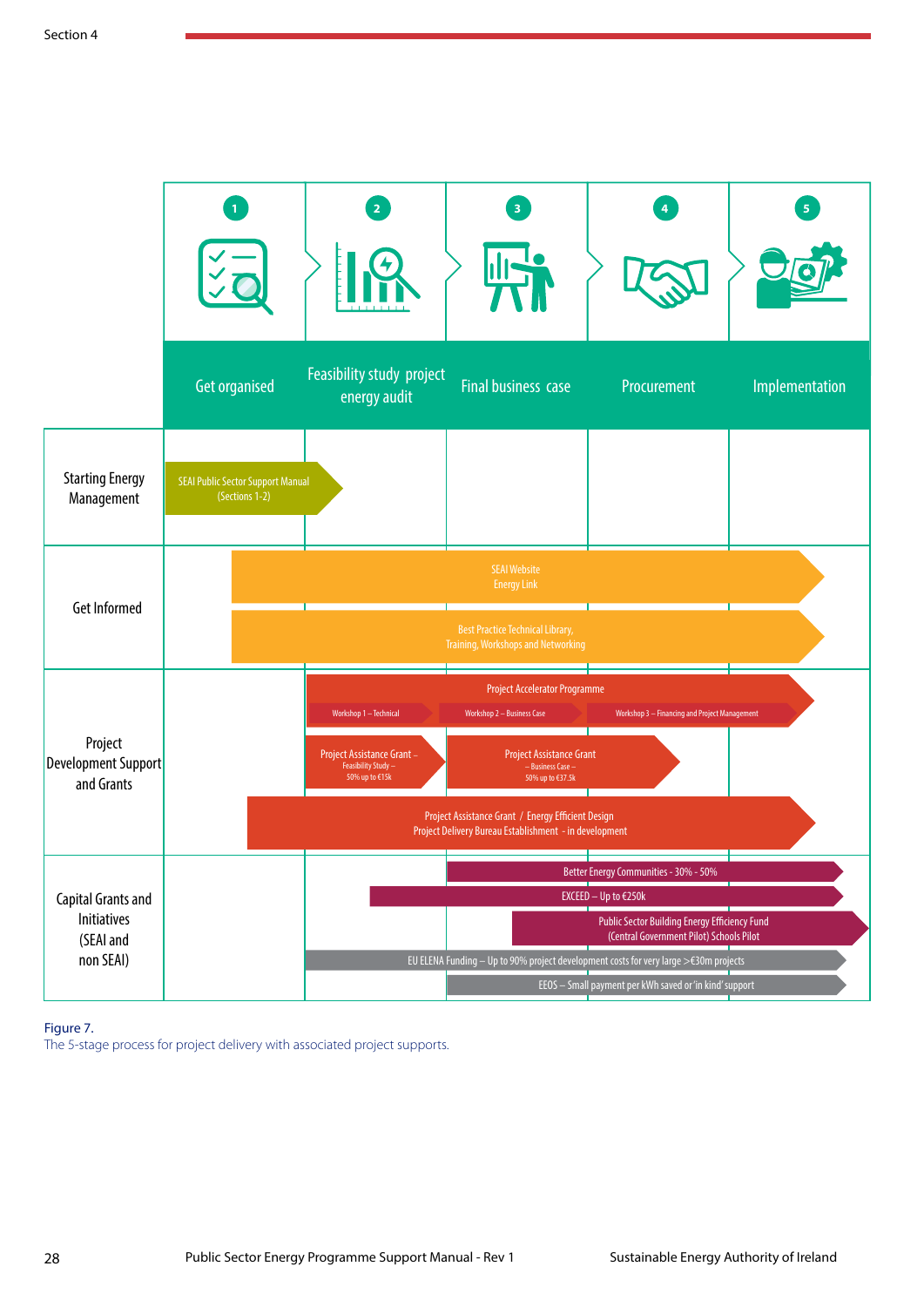| | 1 Get organised | 2 Feasibility study project energy audit | 3 Final business case | 4 Procurement | 5 Implementation |
|---|---|---|---|---|---|
| Starting Energy Management | SEAI Public Sector Support Manual (Sections 1-2) | | | | |
| Get Informed | SEAI Website Energy Link | | | | |
| | Best Practice Technical Library, Training, Workshops and Networking | | | | |
| Project Development Support and Grants | | Project Accelerator Programme: Workshop 1 – Technical | Workshop 2 – Business Case | Workshop 3 – Financing and Project Management | |
| | | Project Assistance Grant – Feasibility Study – 50% up to €15k | Project Assistance Grant – Business Case – 50% up to €37.5k | | |
| | Project Assistance Grant / Energy Efficient Design Project Delivery Bureau Establishment - in development | | | | |
| Capital Grants and Initiatives (SEAI and non SEAI) | | | Better Energy Communities - 30% - 50% | | |
| | | EXCEED – Up to €250k | | | |
| | | | | Public Sector Building Energy Efficiency Fund (Central Government Pilot) Schools Pilot | |
| | | EU ELENA Funding – Up to 90% project development costs for very large >€30m projects | | | |
| | | | EEOS – Small payment per kWh saved or 'in kind' support | | |

Figure 7.
The 5-stage process for project delivery with associated project supports.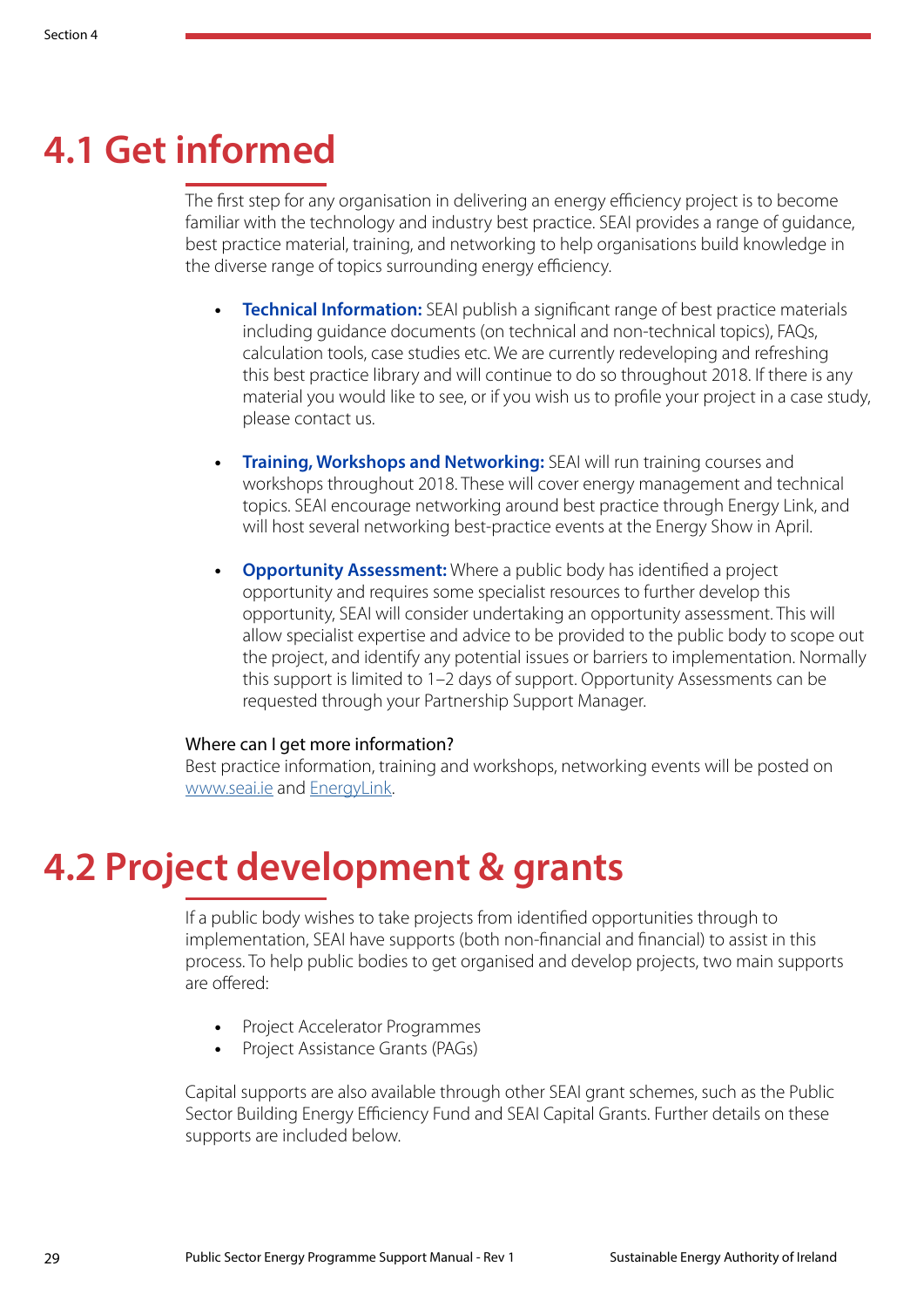# 4.1 Get informed

The first step for any organisation in delivering an energy efficiency project is to become familiar with the technology and industry best practice. SEAI provides a range of guidance, best practice material, training, and networking to help organisations build knowledge in the diverse range of topics surrounding energy efficiency.

- **Technical Information:** SEAI publish a significant range of best practice materials including guidance documents (on technical and non-technical topics), FAQs, calculation tools, case studies etc. We are currently redeveloping and refreshing this best practice library and will continue to do so throughout 2018. If there is any material you would like to see, or if you wish us to profile your project in a case study, please contact us.

- **Training, Workshops and Networking:** SEAI will run training courses and workshops throughout 2018. These will cover energy management and technical topics. SEAI encourage networking around best practice through Energy Link, and will host several networking best-practice events at the Energy Show in April.

- **Opportunity Assessment:** Where a public body has identified a project opportunity and requires some specialist resources to further develop this opportunity, SEAI will consider undertaking an opportunity assessment. This will allow specialist expertise and advice to be provided to the public body to scope out the project, and identify any potential issues or barriers to implementation. Normally this support is limited to 1–2 days of support. Opportunity Assessments can be requested through your Partnership Support Manager.

Where can I get more information?
Best practice information, training and workshops, networking events will be posted on [www.seai.ie](www.seai.ie) and [EnergyLink](EnergyLink).

# 4.2 Project development & grants

If a public body wishes to take projects from identified opportunities through to implementation, SEAI have supports (both non-financial and financial) to assist in this process. To help public bodies to get organised and develop projects, two main supports are offered:

- Project Accelerator Programmes
- Project Assistance Grants (PAGs)

Capital supports are also available through other SEAI grant schemes, such as the Public Sector Building Energy Efficiency Fund and SEAI Capital Grants. Further details on these supports are included below.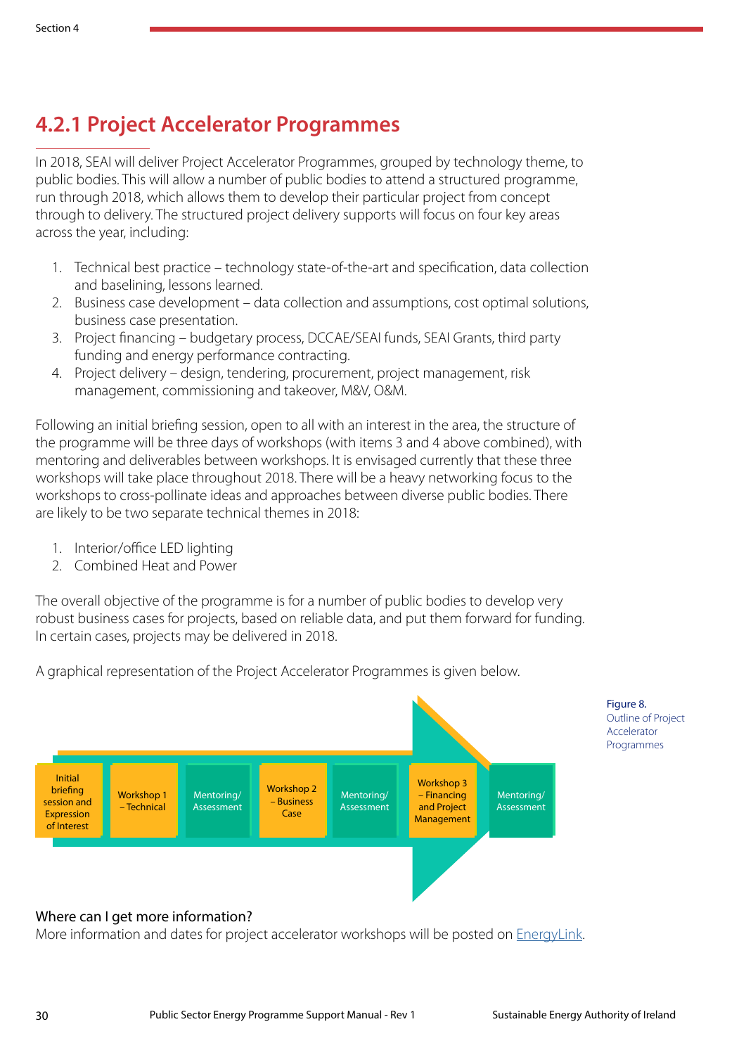## 4.2.1 Project Accelerator Programmes

In 2018, SEAI will deliver Project Accelerator Programmes, grouped by technology theme, to public bodies. This will allow a number of public bodies to attend a structured programme, run through 2018, which allows them to develop their particular project from concept through to delivery. The structured project delivery supports will focus on four key areas across the year, including:

1. Technical best practice – technology state-of-the-art and specification, data collection and baselining, lessons learned.
2. Business case development – data collection and assumptions, cost optimal solutions, business case presentation.
3. Project financing – budgetary process, DCCAE/SEAI funds, SEAI Grants, third party funding and energy performance contracting.
4. Project delivery – design, tendering, procurement, project management, risk management, commissioning and takeover, M&V, O&M.

Following an initial briefing session, open to all with an interest in the area, the structure of the programme will be three days of workshops (with items 3 and 4 above combined), with mentoring and deliverables between workshops. It is envisaged currently that these three workshops will take place throughout 2018. There will be a heavy networking focus to the workshops to cross-pollinate ideas and approaches between diverse public bodies. There are likely to be two separate technical themes in 2018:

1. Interior/office LED lighting
2. Combined Heat and Power

The overall objective of the programme is for a number of public bodies to develop very robust business cases for projects, based on reliable data, and put them forward for funding. In certain cases, projects may be delivered in 2018.

A graphical representation of the Project Accelerator Programmes is given below.

Initial briefing session and Expression of Interest → Workshop 1 – Technical → Mentoring/Assessment → Workshop 2 – Business Case → Mentoring/Assessment → Workshop 3 – Financing and Project Management → Mentoring/Assessment

Figure 8. Outline of Project Accelerator Programmes

**Where can I get more information?**
More information and dates for project accelerator workshops will be posted on EnergyLink.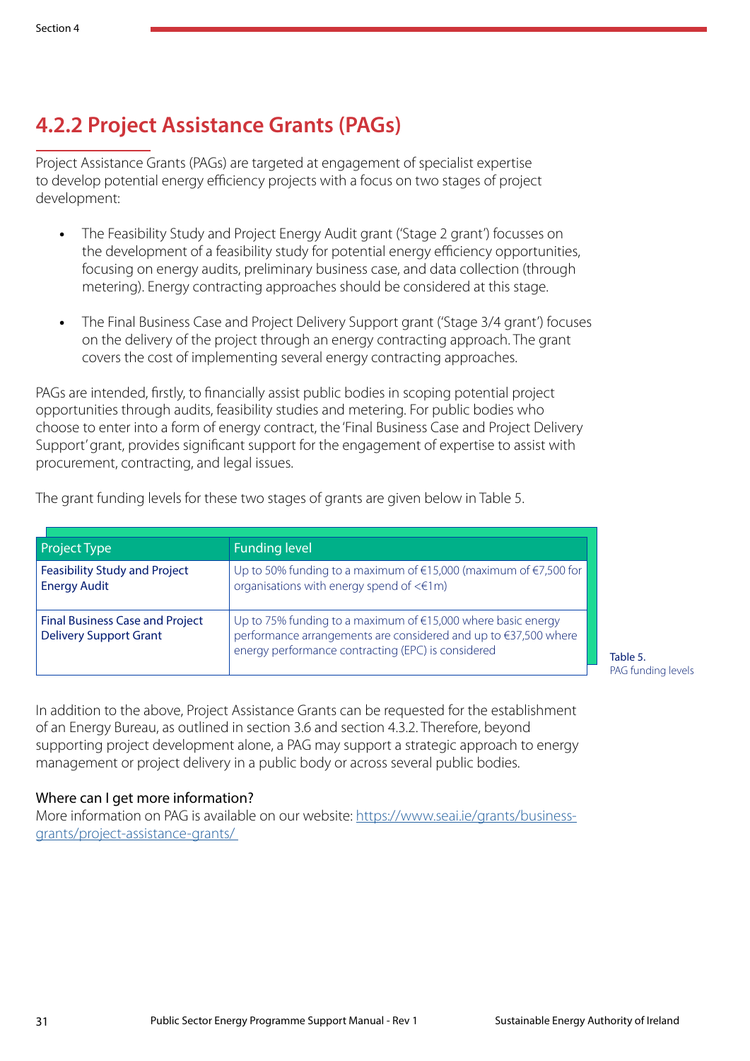## 4.2.2 Project Assistance Grants (PAGs)

Project Assistance Grants (PAGs) are targeted at engagement of specialist expertise to develop potential energy efficiency projects with a focus on two stages of project development:

- The Feasibility Study and Project Energy Audit grant ('Stage 2 grant') focusses on the development of a feasibility study for potential energy efficiency opportunities, focusing on energy audits, preliminary business case, and data collection (through metering). Energy contracting approaches should be considered at this stage.

- The Final Business Case and Project Delivery Support grant ('Stage 3/4 grant') focuses on the delivery of the project through an energy contracting approach. The grant covers the cost of implementing several energy contracting approaches.

PAGs are intended, firstly, to financially assist public bodies in scoping potential project opportunities through audits, feasibility studies and metering. For public bodies who choose to enter into a form of energy contract, the 'Final Business Case and Project Delivery Support' grant, provides significant support for the engagement of expertise to assist with procurement, contracting, and legal issues.

The grant funding levels for these two stages of grants are given below in Table 5.

| Project Type | Funding level |
|---|---|
| Feasibility Study and Project Energy Audit | Up to 50% funding to a maximum of €15,000 (maximum of €7,500 for organisations with energy spend of <€1m) |
| Final Business Case and Project Delivery Support Grant | Up to 75% funding to a maximum of €15,000 where basic energy performance arrangements are considered and up to €37,500 where energy performance contracting (EPC) is considered |

Table 5.
PAG funding levels

In addition to the above, Project Assistance Grants can be requested for the establishment of an Energy Bureau, as outlined in section 3.6 and section 4.3.2. Therefore, beyond supporting project development alone, a PAG may support a strategic approach to energy management or project delivery in a public body or across several public bodies.

### Where can I get more information?

More information on PAG is available on our website: https://www.seai.ie/grants/business-grants/project-assistance-grants/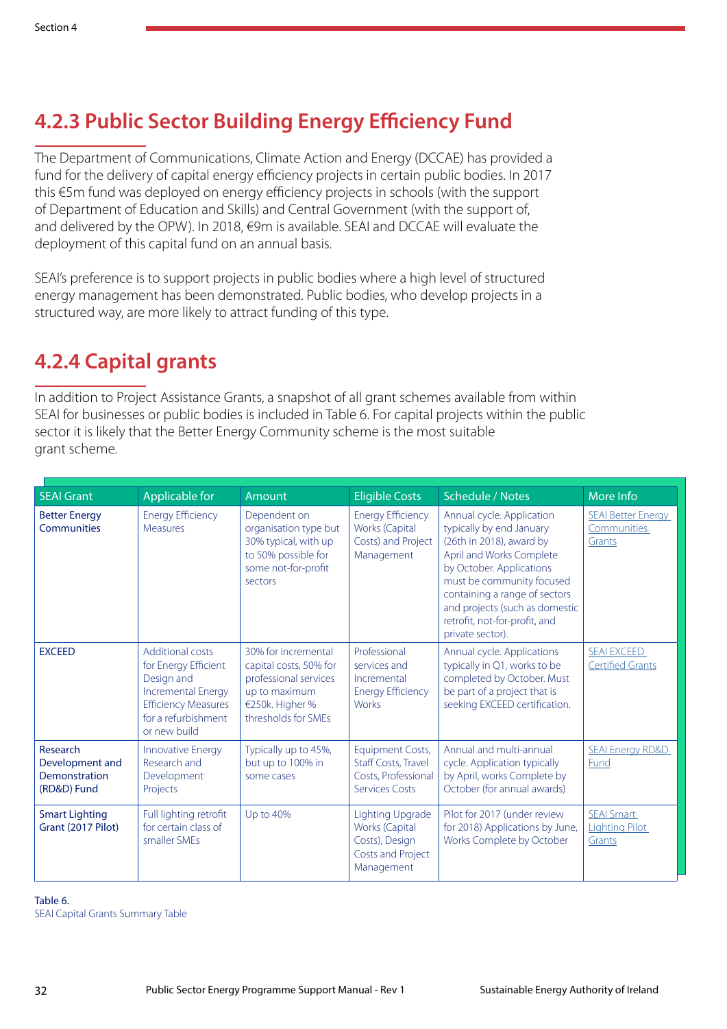## 4.2.3 Public Sector Building Energy Efficiency Fund

The Department of Communications, Climate Action and Energy (DCCAE) has provided a fund for the delivery of capital energy efficiency projects in certain public bodies. In 2017 this €5m fund was deployed on energy efficiency projects in schools (with the support of Department of Education and Skills) and Central Government (with the support of, and delivered by the OPW). In 2018, €9m is available. SEAI and DCCAE will evaluate the deployment of this capital fund on an annual basis.

SEAI's preference is to support projects in public bodies where a high level of structured energy management has been demonstrated. Public bodies, who develop projects in a structured way, are more likely to attract funding of this type.

## 4.2.4 Capital grants

In addition to Project Assistance Grants, a snapshot of all grant schemes available from within SEAI for businesses or public bodies is included in Table 6. For capital projects within the public sector it is likely that the Better Energy Community scheme is the most suitable grant scheme.

| SEAI Grant | Applicable for | Amount | Eligible Costs | Schedule / Notes | More Info |
|---|---|---|---|---|---|
| Better Energy Communities | Energy Efficiency Measures | Dependent on organisation type but 30% typical, with up to 50% possible for some not-for-profit sectors | Energy Efficiency Works (Capital Costs) and Project Management | Annual cycle. Application typically by end January (26th in 2018), award by April and Works Complete by October. Applications must be community focused containing a range of sectors and projects (such as domestic retrofit, not-for-profit, and private sector). | SEAI Better Energy Communities Grants |
| EXCEED | Additional costs for Energy Efficient Design and Incremental Energy Efficiency Measures for a refurbishment or new build | 30% for incremental capital costs, 50% for professional services up to maximum €250k. Higher % thresholds for SMEs | Professional services and Incremental Energy Efficiency Works | Annual cycle. Applications typically in Q1, works to be completed by October. Must be part of a project that is seeking EXCEED certification. | SEAI EXCEED Certified Grants |
| Research Development and Demonstration (RD&D) Fund | Innovative Energy Research and Development Projects | Typically up to 45%, but up to 100% in some cases | Equipment Costs, Staff Costs, Travel Costs, Professional Services Costs | Annual and multi-annual cycle. Application typically by April, works Complete by October (for annual awards) | SEAI Energy RD&D Fund |
| Smart Lighting Grant (2017 Pilot) | Full lighting retrofit for certain class of smaller SMEs | Up to 40% | Lighting Upgrade Works (Capital Costs), Design Costs and Project Management | Pilot for 2017 (under review for 2018) Applications by June, Works Complete by October | SEAI Smart Lighting Pilot Grants |

Table 6.
SEAI Capital Grants Summary Table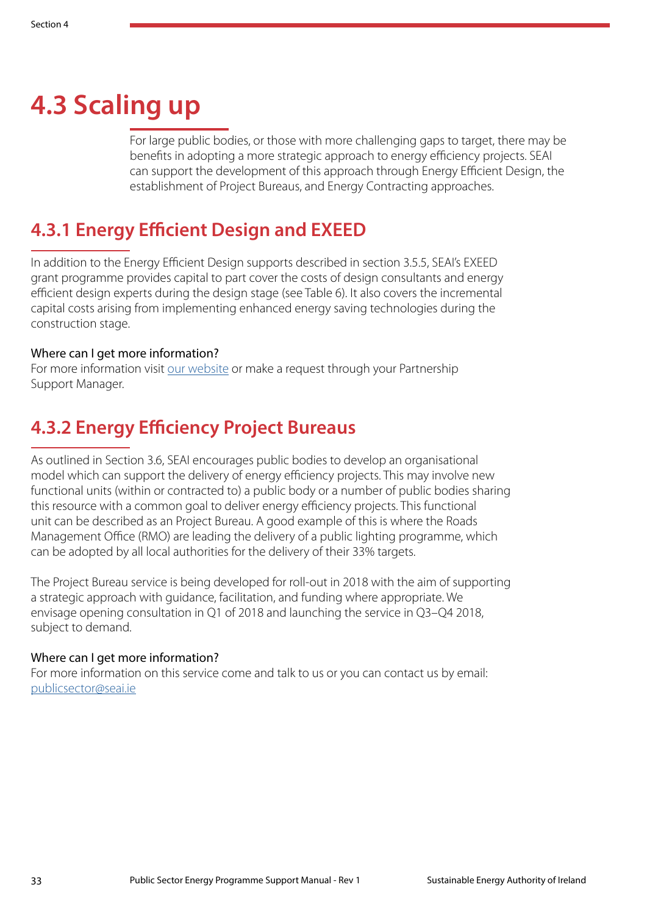# 4.3 Scaling up

For large public bodies, or those with more challenging gaps to target, there may be benefits in adopting a more strategic approach to energy efficiency projects. SEAI can support the development of this approach through Energy Efficient Design, the establishment of Project Bureaus, and Energy Contracting approaches.

## 4.3.1 Energy Efficient Design and EXEED

In addition to the Energy Efficient Design supports described in section 3.5.5, SEAI's EXEED grant programme provides capital to part cover the costs of design consultants and energy efficient design experts during the design stage (see Table 6). It also covers the incremental capital costs arising from implementing enhanced energy saving technologies during the construction stage.

Where can I get more information?
For more information visit our website or make a request through your Partnership Support Manager.

## 4.3.2 Energy Efficiency Project Bureaus

As outlined in Section 3.6, SEAI encourages public bodies to develop an organisational model which can support the delivery of energy efficiency projects. This may involve new functional units (within or contracted to) a public body or a number of public bodies sharing this resource with a common goal to deliver energy efficiency projects. This functional unit can be described as an Project Bureau. A good example of this is where the Roads Management Office (RMO) are leading the delivery of a public lighting programme, which can be adopted by all local authorities for the delivery of their 33% targets.

The Project Bureau service is being developed for roll-out in 2018 with the aim of supporting a strategic approach with guidance, facilitation, and funding where appropriate. We envisage opening consultation in Q1 of 2018 and launching the service in Q3–Q4 2018, subject to demand.

Where can I get more information?
For more information on this service come and talk to us or you can contact us by email: publicsector@seai.ie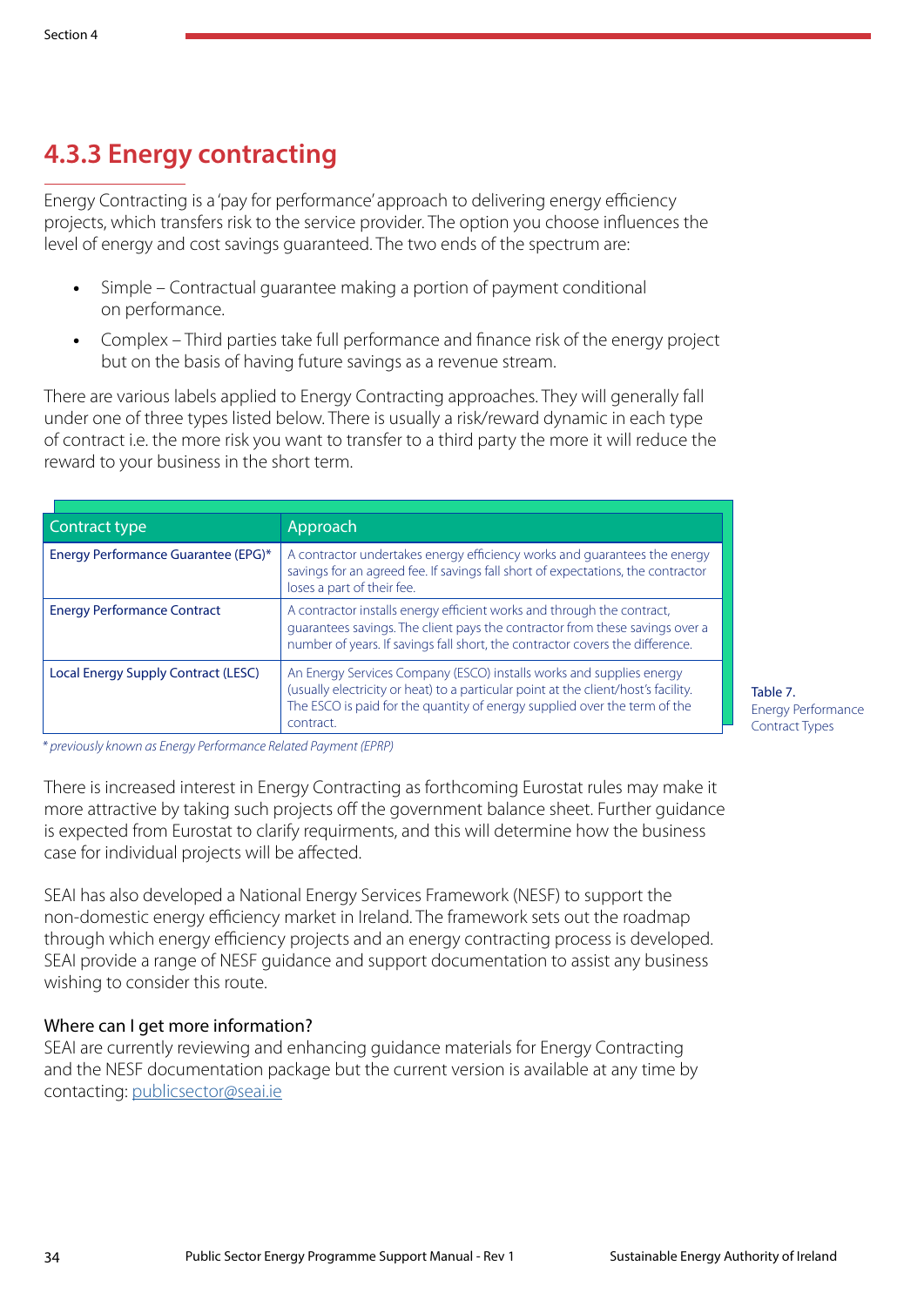### 4.3.3 Energy contracting

Energy Contracting is a 'pay for performance' approach to delivering energy efficiency projects, which transfers risk to the service provider. The option you choose influences the level of energy and cost savings guaranteed. The two ends of the spectrum are:

- Simple – Contractual guarantee making a portion of payment conditional on performance.
- Complex – Third parties take full performance and finance risk of the energy project but on the basis of having future savings as a revenue stream.

There are various labels applied to Energy Contracting approaches. They will generally fall under one of three types listed below. There is usually a risk/reward dynamic in each type of contract i.e. the more risk you want to transfer to a third party the more it will reduce the reward to your business in the short term.

| Contract type | Approach |
|---|---|
| Energy Performance Guarantee (EPG)* | A contractor undertakes energy efficiency works and guarantees the energy savings for an agreed fee. If savings fall short of expectations, the contractor loses a part of their fee. |
| Energy Performance Contract | A contractor installs energy efficient works and through the contract, guarantees savings. The client pays the contractor from these savings over a number of years. If savings fall short, the contractor covers the difference. |
| Local Energy Supply Contract (LESC) | An Energy Services Company (ESCO) installs works and supplies energy (usually electricity or heat) to a particular point at the client/host's facility. The ESCO is paid for the quantity of energy supplied over the term of the contract. |

*\* previously known as Energy Performance Related Payment (EPRP)*

Table 7. Energy Performance Contract Types

There is increased interest in Energy Contracting as forthcoming Eurostat rules may make it more attractive by taking such projects off the government balance sheet. Further guidance is expected from Eurostat to clarify requirments, and this will determine how the business case for individual projects will be affected.

SEAI has also developed a National Energy Services Framework (NESF) to support the non-domestic energy efficiency market in Ireland. The framework sets out the roadmap through which energy efficiency projects and an energy contracting process is developed. SEAI provide a range of NESF guidance and support documentation to assist any business wishing to consider this route.

#### Where can I get more information?

SEAI are currently reviewing and enhancing guidance materials for Energy Contracting and the NESF documentation package but the current version is available at any time by contacting: publicsector@seai.ie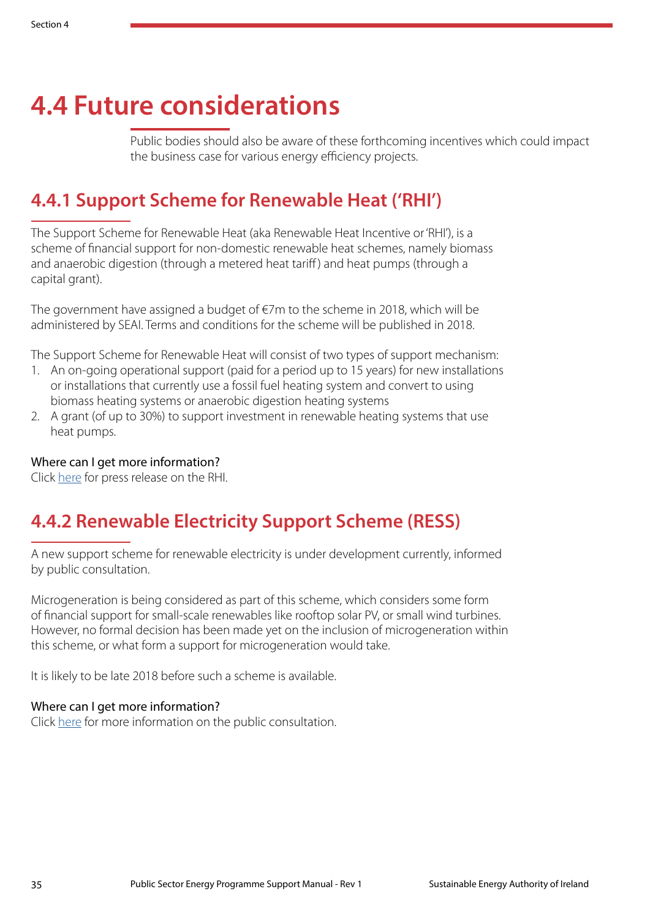# 4.4 Future considerations

Public bodies should also be aware of these forthcoming incentives which could impact the business case for various energy efficiency projects.

## 4.4.1 Support Scheme for Renewable Heat ('RHI')

The Support Scheme for Renewable Heat (aka Renewable Heat Incentive or 'RHI'), is a scheme of financial support for non-domestic renewable heat schemes, namely biomass and anaerobic digestion (through a metered heat tariff) and heat pumps (through a capital grant).

The government have assigned a budget of €7m to the scheme in 2018, which will be administered by SEAI. Terms and conditions for the scheme will be published in 2018.

The Support Scheme for Renewable Heat will consist of two types of support mechanism:

1. An on-going operational support (paid for a period up to 15 years) for new installations or installations that currently use a fossil fuel heating system and convert to using biomass heating systems or anaerobic digestion heating systems
2. A grant (of up to 30%) to support investment in renewable heating systems that use heat pumps.

Where can I get more information?
Click here for press release on the RHI.

## 4.4.2 Renewable Electricity Support Scheme (RESS)

A new support scheme for renewable electricity is under development currently, informed by public consultation.

Microgeneration is being considered as part of this scheme, which considers some form of financial support for small-scale renewables like rooftop solar PV, or small wind turbines. However, no formal decision has been made yet on the inclusion of microgeneration within this scheme, or what form a support for microgeneration would take.

It is likely to be late 2018 before such a scheme is available.

Where can I get more information?
Click here for more information on the public consultation.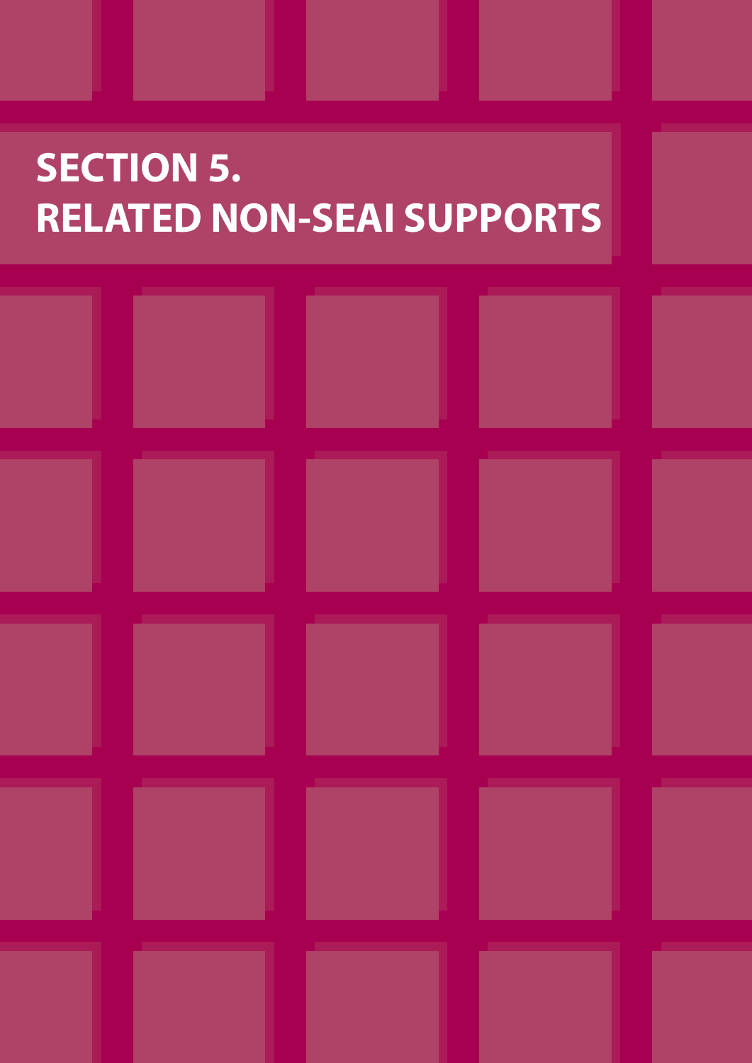# SECTION 5.
# RELATED NON-SEAI SUPPORTS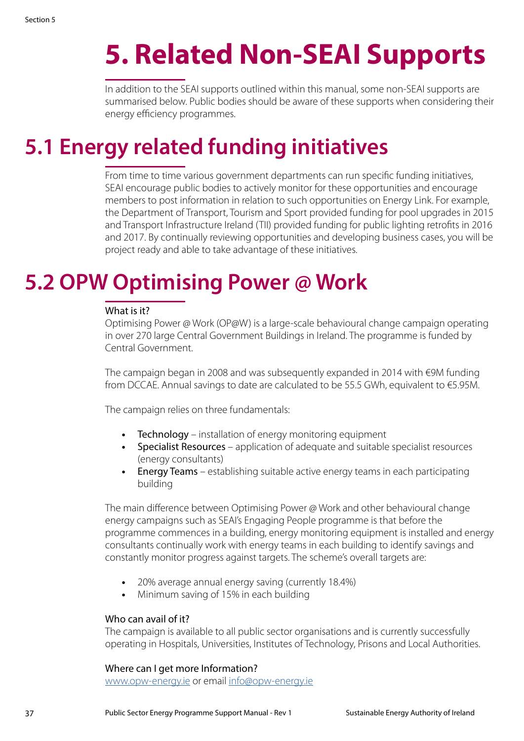# 5. Related Non-SEAI Supports

In addition to the SEAI supports outlined within this manual, some non-SEAI supports are summarised below. Public bodies should be aware of these supports when considering their energy efficiency programmes.

## 5.1 Energy related funding initiatives

From time to time various government departments can run specific funding initiatives, SEAI encourage public bodies to actively monitor for these opportunities and encourage members to post information in relation to such opportunities on Energy Link. For example, the Department of Transport, Tourism and Sport provided funding for pool upgrades in 2015 and Transport Infrastructure Ireland (TII) provided funding for public lighting retrofits in 2016 and 2017. By continually reviewing opportunities and developing business cases, you will be project ready and able to take advantage of these initiatives.

## 5.2 OPW Optimising Power @ Work

### What is it?

Optimising Power @ Work (OP@W) is a large-scale behavioural change campaign operating in over 270 large Central Government Buildings in Ireland. The programme is funded by Central Government.

The campaign began in 2008 and was subsequently expanded in 2014 with €9M funding from DCCAE. Annual savings to date are calculated to be 55.5 GWh, equivalent to €5.95M.

The campaign relies on three fundamentals:

- Technology – installation of energy monitoring equipment
- Specialist Resources – application of adequate and suitable specialist resources (energy consultants)
- Energy Teams – establishing suitable active energy teams in each participating building

The main difference between Optimising Power @ Work and other behavioural change energy campaigns such as SEAI's Engaging People programme is that before the programme commences in a building, energy monitoring equipment is installed and energy consultants continually work with energy teams in each building to identify savings and constantly monitor progress against targets. The scheme's overall targets are:

- 20% average annual energy saving (currently 18.4%)
- Minimum saving of 15% in each building

### Who can avail of it?

The campaign is available to all public sector organisations and is currently successfully operating in Hospitals, Universities, Institutes of Technology, Prisons and Local Authorities.

### Where can I get more Information?

www.opw-energy.ie or email info@opw-energy.ie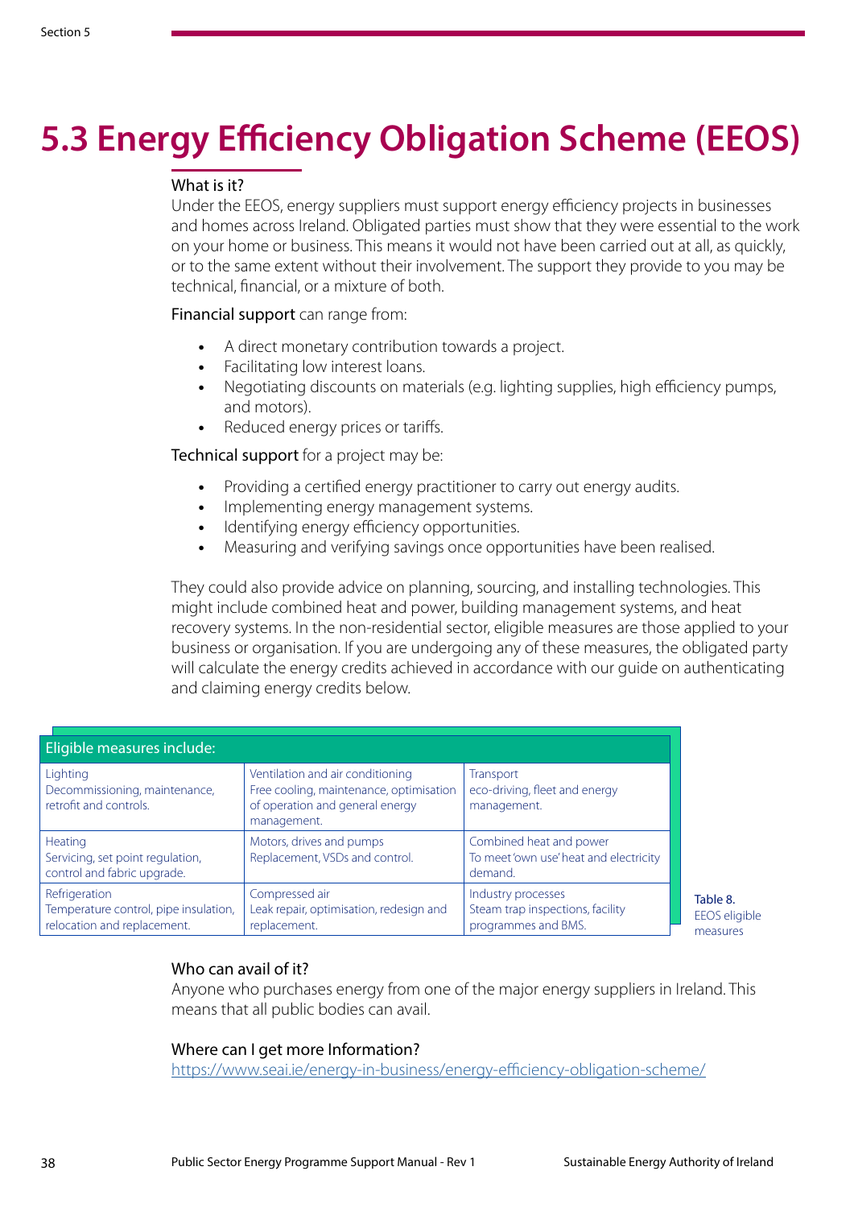# 5.3 Energy Efficiency Obligation Scheme (EEOS)

### What is it?

Under the EEOS, energy suppliers must support energy efficiency projects in businesses and homes across Ireland. Obligated parties must show that they were essential to the work on your home or business. This means it would not have been carried out at all, as quickly, or to the same extent without their involvement. The support they provide to you may be technical, financial, or a mixture of both.

Financial support can range from:

- A direct monetary contribution towards a project.
- Facilitating low interest loans.
- Negotiating discounts on materials (e.g. lighting supplies, high efficiency pumps, and motors).
- Reduced energy prices or tariffs.

Technical support for a project may be:

- Providing a certified energy practitioner to carry out energy audits.
- Implementing energy management systems.
- Identifying energy efficiency opportunities.
- Measuring and verifying savings once opportunities have been realised.

They could also provide advice on planning, sourcing, and installing technologies. This might include combined heat and power, building management systems, and heat recovery systems. In the non-residential sector, eligible measures are those applied to your business or organisation. If you are undergoing any of these measures, the obligated party will calculate the energy credits achieved in accordance with our guide on authenticating and claiming energy credits below.

| Eligible measures include: | | |
|---|---|---|
| Lighting<br>Decommissioning, maintenance, retrofit and controls. | Ventilation and air conditioning<br>Free cooling, maintenance, optimisation of operation and general energy management. | Transport<br>eco-driving, fleet and energy management. |
| Heating<br>Servicing, set point regulation, control and fabric upgrade. | Motors, drives and pumps<br>Replacement, VSDs and control. | Combined heat and power<br>To meet 'own use' heat and electricity demand. |
| Refrigeration<br>Temperature control, pipe insulation, relocation and replacement. | Compressed air<br>Leak repair, optimisation, redesign and replacement. | Industry processes<br>Steam trap inspections, facility programmes and BMS. |

Table 8. EEOS eligible measures

### Who can avail of it?

Anyone who purchases energy from one of the major energy suppliers in Ireland. This means that all public bodies can avail.

### Where can I get more Information?

https://www.seai.ie/energy-in-business/energy-efficiency-obligation-scheme/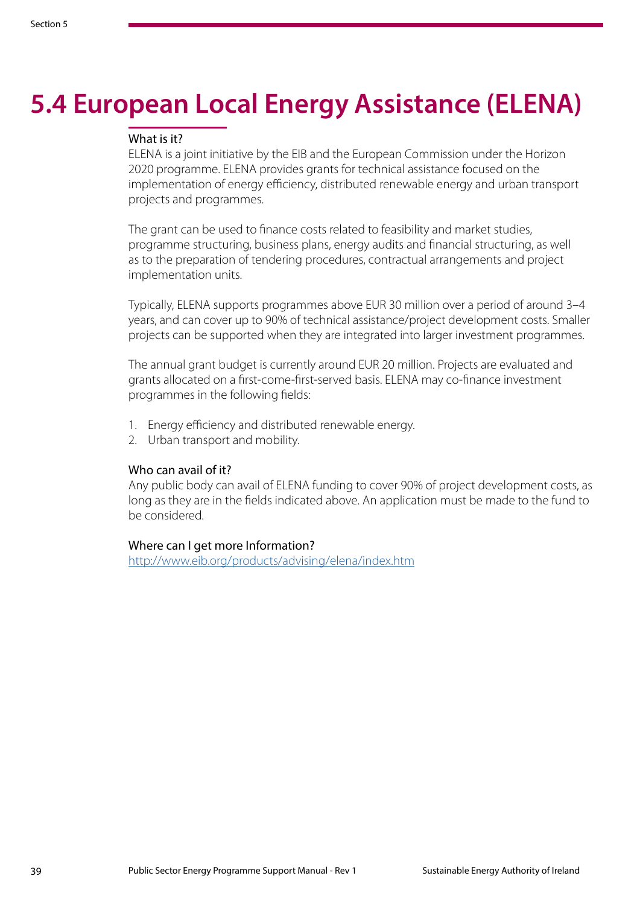# 5.4 European Local Energy Assistance (ELENA)

### What is it?

ELENA is a joint initiative by the EIB and the European Commission under the Horizon 2020 programme. ELENA provides grants for technical assistance focused on the implementation of energy efficiency, distributed renewable energy and urban transport projects and programmes.

The grant can be used to finance costs related to feasibility and market studies, programme structuring, business plans, energy audits and financial structuring, as well as to the preparation of tendering procedures, contractual arrangements and project implementation units.

Typically, ELENA supports programmes above EUR 30 million over a period of around 3–4 years, and can cover up to 90% of technical assistance/project development costs. Smaller projects can be supported when they are integrated into larger investment programmes.

The annual grant budget is currently around EUR 20 million. Projects are evaluated and grants allocated on a first-come-first-served basis. ELENA may co-finance investment programmes in the following fields:

1. Energy efficiency and distributed renewable energy.
2. Urban transport and mobility.

### Who can avail of it?

Any public body can avail of ELENA funding to cover 90% of project development costs, as long as they are in the fields indicated above. An application must be made to the fund to be considered.

### Where can I get more Information?

http://www.eib.org/products/advising/elena/index.htm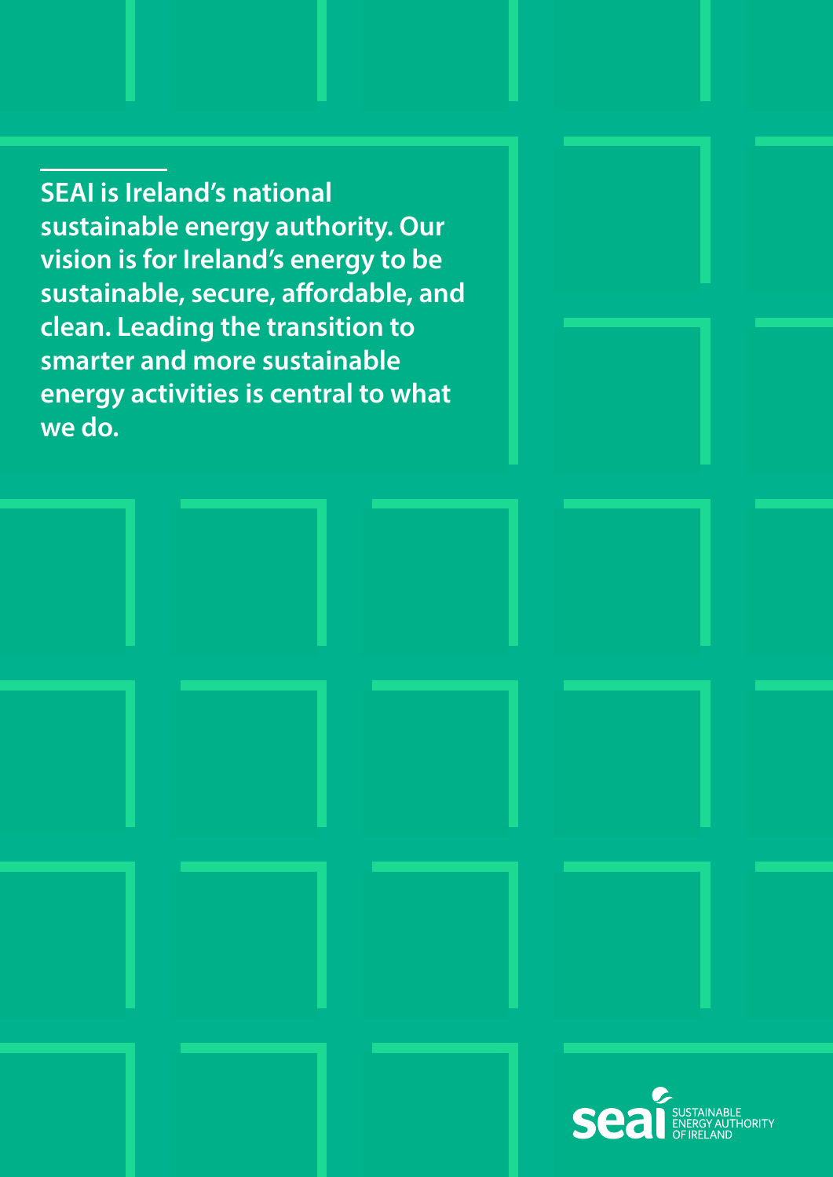**SEAI is Ireland's national sustainable energy authority. Our vision is for Ireland's energy to be sustainable, secure, affordable, and clean. Leading the transition to smarter and more sustainable energy activities is central to what we do.**

seai SUSTAINABLE ENERGY AUTHORITY OF IRELAND